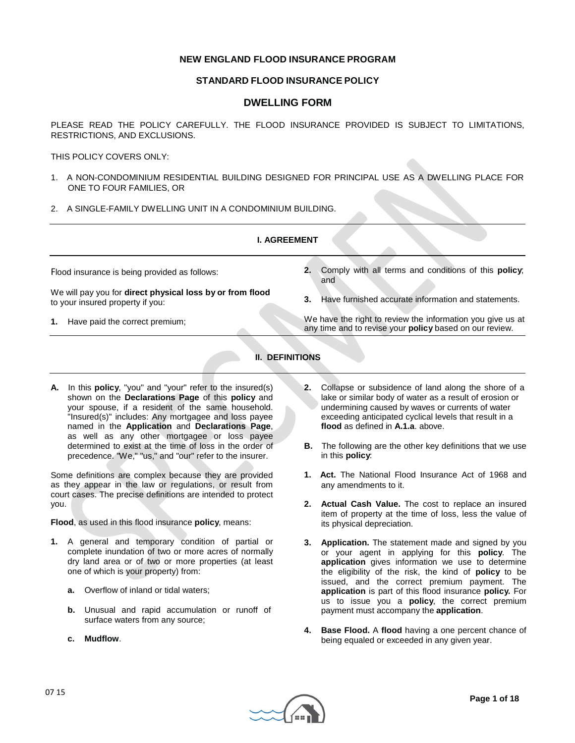# NEW ENGLAND FLOOD INSURANCE PROGRAM

## STANDARD FLOOD INSURANCE POLICY

## DWELLING FORM

PLEASE READ THE POLICY CAREFULLY. THE FLOOD INSURANCE PROVIDED IS SUBJECT TO LIMITATIONS, RESTRICTIONS, AND EXCLUSIONS.

THIS POLICY COVERS ONLY:

1. A NON-CONDOMINIUM RESIDENTIAL BUILDING DESIGNED FOR PRINCIPAL USE AS A DWELLING PLACE FOR ONE TO FOUR FAMILIES, OR
2. A SINGLE-FAMILY DWELLING UNIT IN A CONDOMINIUM BUILDING.

## I. AGREEMENT

Flood insurance is being provided as follows:

We will pay you for **direct physical loss by or from flood** to your insured property if you:

1. Have paid the correct premium;
2. Comply with all terms and conditions of this **policy**; and
3. Have furnished accurate information and statements.

We have the right to review the information you give us at any time and to revise your **policy** based on our review.

## II. DEFINITIONS

**A.** In this **policy**, "you" and "your" refer to the insured(s) shown on the **Declarations Page** of this **policy** and your spouse, if a resident of the same household. "Insured(s)" includes: Any mortgagee and loss payee named in the **Application** and **Declarations Page**, as well as any other mortgagee or loss payee determined to exist at the time of loss in the order of precedence. "We," "us," and "our" refer to the insurer.

Some definitions are complex because they are provided as they appear in the law or regulations, or result from court cases. The precise definitions are intended to protect you.

**Flood**, as used in this flood insurance **policy**, means:

**1.** A general and temporary condition of partial or complete inundation of two or more acres of normally dry land area or of two or more properties (at least one of which is your property) from:

- **a.** Overflow of inland or tidal waters;
- **b.** Unusual and rapid accumulation or runoff of surface waters from any source;
- **c.** **Mudflow**.

**2.** Collapse or subsidence of land along the shore of a lake or similar body of water as a result of erosion or undermining caused by waves or currents of water exceeding anticipated cyclical levels that result in a **flood** as defined in **A.1.a**. above.

**B.** The following are the other key definitions that we use in this **policy**:

**1. Act.** The National Flood Insurance Act of 1968 and any amendments to it.

**2. Actual Cash Value.** The cost to replace an insured item of property at the time of loss, less the value of its physical depreciation.

**3. Application.** The statement made and signed by you or your agent in applying for this **policy**. The **application** gives information we use to determine the eligibility of the risk, the kind of **policy** to be issued, and the correct premium payment. The **application** is part of this flood insurance **policy.** For us to issue you a **policy**, the correct premium payment must accompany the **application**.

**4. Base Flood.** A **flood** having a one percent chance of being equaled or exceeded in any given year.

07 15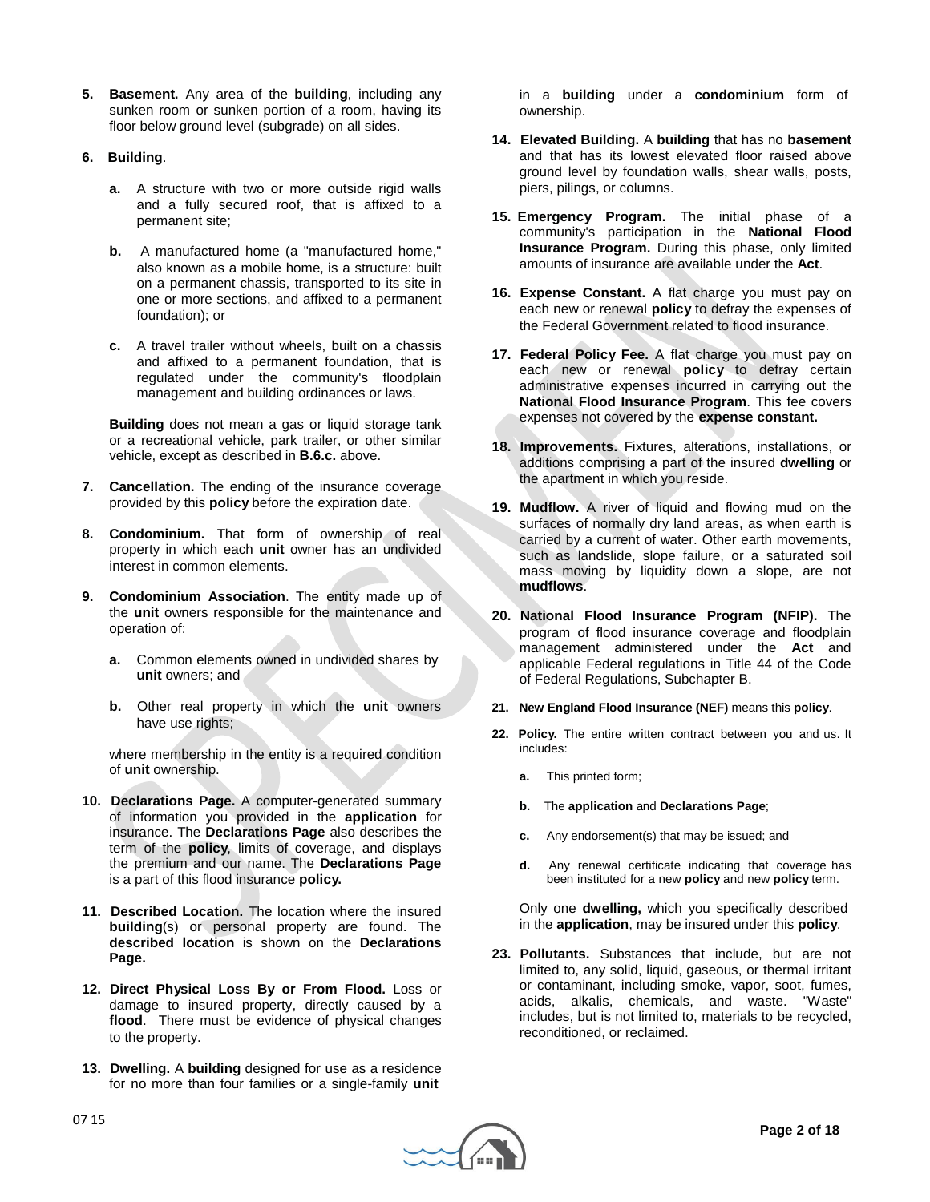5. **Basement.** Any area of the **building**, including any sunken room or sunken portion of a room, having its floor below ground level (subgrade) on all sides.

6. **Building**.

   a. A structure with two or more outside rigid walls and a fully secured roof, that is affixed to a permanent site;

   b. A manufactured home (a "manufactured home," also known as a mobile home, is a structure: built on a permanent chassis, transported to its site in one or more sections, and affixed to a permanent foundation); or

   c. A travel trailer without wheels, built on a chassis and affixed to a permanent foundation, that is regulated under the community's floodplain management and building ordinances or laws.

   **Building** does not mean a gas or liquid storage tank or a recreational vehicle, park trailer, or other similar vehicle, except as described in **B.6.c.** above.

7. **Cancellation.** The ending of the insurance coverage provided by this **policy** before the expiration date.

8. **Condominium.** That form of ownership of real property in which each **unit** owner has an undivided interest in common elements.

9. **Condominium Association**. The entity made up of the **unit** owners responsible for the maintenance and operation of:

   a. Common elements owned in undivided shares by **unit** owners; and

   b. Other real property in which the **unit** owners have use rights;

   where membership in the entity is a required condition of **unit** ownership.

10. **Declarations Page.** A computer-generated summary of information you provided in the **application** for insurance. The **Declarations Page** also describes the term of the **policy**, limits of coverage, and displays the premium and our name. The **Declarations Page** is a part of this flood insurance **policy.**

11. **Described Location.** The location where the insured **building**(s) or personal property are found. The **described location** is shown on the **Declarations Page.**

12. **Direct Physical Loss By or From Flood.** Loss or damage to insured property, directly caused by a **flood**. There must be evidence of physical changes to the property.

13. **Dwelling.** A **building** designed for use as a residence for no more than four families or a single-family **unit** in a **building** under a **condominium** form of ownership.

14. **Elevated Building.** A **building** that has no **basement** and that has its lowest elevated floor raised above ground level by foundation walls, shear walls, posts, piers, pilings, or columns.

15. **Emergency Program.** The initial phase of a community's participation in the **National Flood Insurance Program.** During this phase, only limited amounts of insurance are available under the **Act**.

16. **Expense Constant.** A flat charge you must pay on each new or renewal **policy** to defray the expenses of the Federal Government related to flood insurance.

17. **Federal Policy Fee.** A flat charge you must pay on each new or renewal **policy** to defray certain administrative expenses incurred in carrying out the **National Flood Insurance Program**. This fee covers expenses not covered by the **expense constant.**

18. **Improvements.** Fixtures, alterations, installations, or additions comprising a part of the insured **dwelling** or the apartment in which you reside.

19. **Mudflow.** A river of liquid and flowing mud on the surfaces of normally dry land areas, as when earth is carried by a current of water. Other earth movements, such as landslide, slope failure, or a saturated soil mass moving by liquidity down a slope, are not **mudflows**.

20. **National Flood Insurance Program (NFIP).** The program of flood insurance coverage and floodplain management administered under the **Act** and applicable Federal regulations in Title 44 of the Code of Federal Regulations, Subchapter B.

21. **New England Flood Insurance (NEF)** means this **policy**.

22. **Policy.** The entire written contract between you and us. It includes:

    a. This printed form;

    b. The **application** and **Declarations Page**;

    c. Any endorsement(s) that may be issued; and

    d. Any renewal certificate indicating that coverage has been instituted for a new **policy** and new **policy** term.

    Only one **dwelling,** which you specifically described in the **application**, may be insured under this **policy**.

23. **Pollutants.** Substances that include, but are not limited to, any solid, liquid, gaseous, or thermal irritant or contaminant, including smoke, vapor, soot, fumes, acids, alkalis, chemicals, and waste. "Waste" includes, but is not limited to, materials to be recycled, reconditioned, or reclaimed.

07 15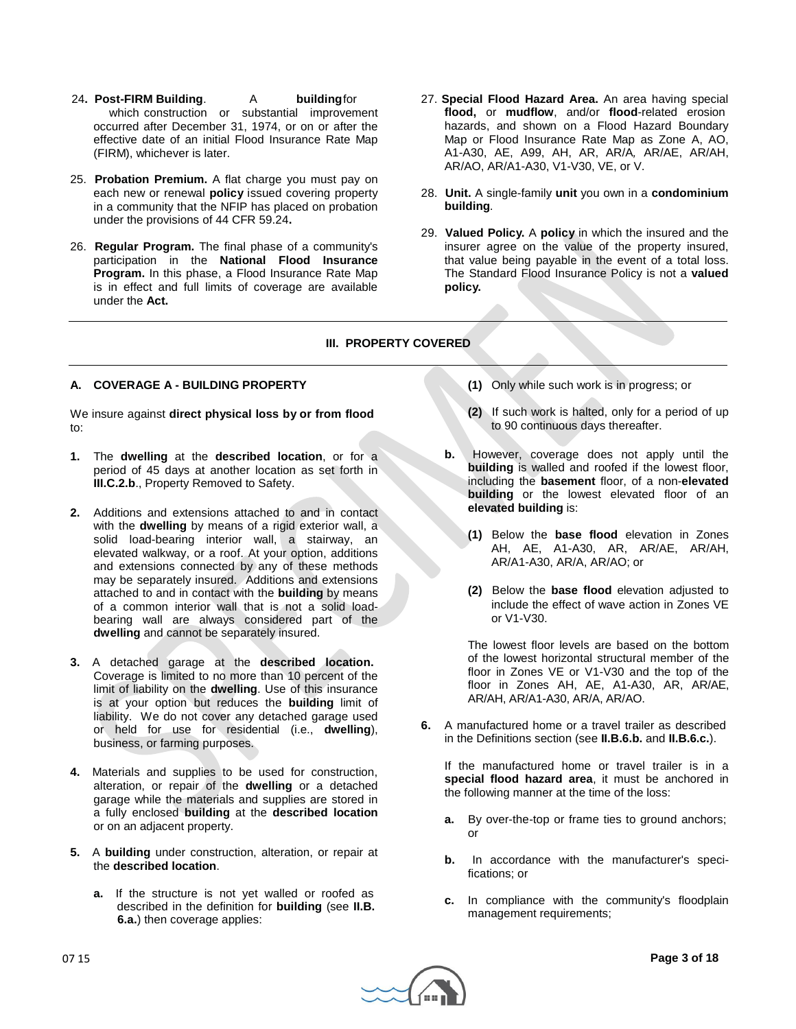24. **Post-FIRM Building**. A **building** for which construction or substantial improvement occurred after December 31, 1974, or on or after the effective date of an initial Flood Insurance Rate Map (FIRM), whichever is later.

25. **Probation Premium.** A flat charge you must pay on each new or renewal **policy** issued covering property in a community that the NFIP has placed on probation under the provisions of 44 CFR 59.24**.**

26. **Regular Program.** The final phase of a community's participation in the **National Flood Insurance Program.** In this phase, a Flood Insurance Rate Map is in effect and full limits of coverage are available under the **Act.**

27. **Special Flood Hazard Area.** An area having special **flood,** or **mudflow**, and/or **flood**-related erosion hazards, and shown on a Flood Hazard Boundary Map or Flood Insurance Rate Map as Zone A, AO, A1-A30, AE, A99, AH, AR, AR/A, AR/AE, AR/AH, AR/AO, AR/A1-A30, V1-V30, VE, or V.

28. **Unit.** A single-family **unit** you own in a **condominium building**.

29. **Valued Policy.** A **policy** in which the insured and the insurer agree on the value of the property insured, that value being payable in the event of a total loss. The Standard Flood Insurance Policy is not a **valued policy.**

## III. PROPERTY COVERED

### A. COVERAGE A - BUILDING PROPERTY

We insure against **direct physical loss by or from flood** to:

**1.** The **dwelling** at the **described location**, or for a period of 45 days at another location as set forth in **III.C.2.b**., Property Removed to Safety.

**2.** Additions and extensions attached to and in contact with the **dwelling** by means of a rigid exterior wall, a solid load-bearing interior wall, a stairway, an elevated walkway, or a roof. At your option, additions and extensions connected by any of these methods may be separately insured. Additions and extensions attached to and in contact with the **building** by means of a common interior wall that is not a solid load-bearing wall are always considered part of the **dwelling** and cannot be separately insured.

**3.** A detached garage at the **described location.** Coverage is limited to no more than 10 percent of the limit of liability on the **dwelling**. Use of this insurance is at your option but reduces the **building** limit of liability. We do not cover any detached garage used or held for use for residential (i.e., **dwelling**), business, or farming purposes.

**4.** Materials and supplies to be used for construction, alteration, or repair of the **dwelling** or a detached garage while the materials and supplies are stored in a fully enclosed **building** at the **described location** or on an adjacent property.

**5.** A **building** under construction, alteration, or repair at the **described location**.

   **a.** If the structure is not yet walled or roofed as described in the definition for **building** (see **II.B. 6.a.**) then coverage applies:

      **(1)** Only while such work is in progress; or

      **(2)** If such work is halted, only for a period of up to 90 continuous days thereafter.

   **b.** However, coverage does not apply until the **building** is walled and roofed if the lowest floor, including the **basement** floor, of a non-**elevated building** or the lowest elevated floor of an **elevated building** is:

      **(1)** Below the **base flood** elevation in Zones AH, AE, A1-A30, AR, AR/AE, AR/AH, AR/A1-A30, AR/A, AR/AO; or

      **(2)** Below the **base flood** elevation adjusted to include the effect of wave action in Zones VE or V1-V30.

   The lowest floor levels are based on the bottom of the lowest horizontal structural member of the floor in Zones VE or V1-V30 and the top of the floor in Zones AH, AE, A1-A30, AR, AR/AE, AR/AH, AR/A1-A30, AR/A, AR/AO.

**6.** A manufactured home or a travel trailer as described in the Definitions section (see **II.B.6.b.** and **II.B.6.c.**).

If the manufactured home or travel trailer is in a **special flood hazard area**, it must be anchored in the following manner at the time of the loss:

   **a.** By over-the-top or frame ties to ground anchors; or

   **b.** In accordance with the manufacturer's specifications; or

   **c.** In compliance with the community's floodplain management requirements;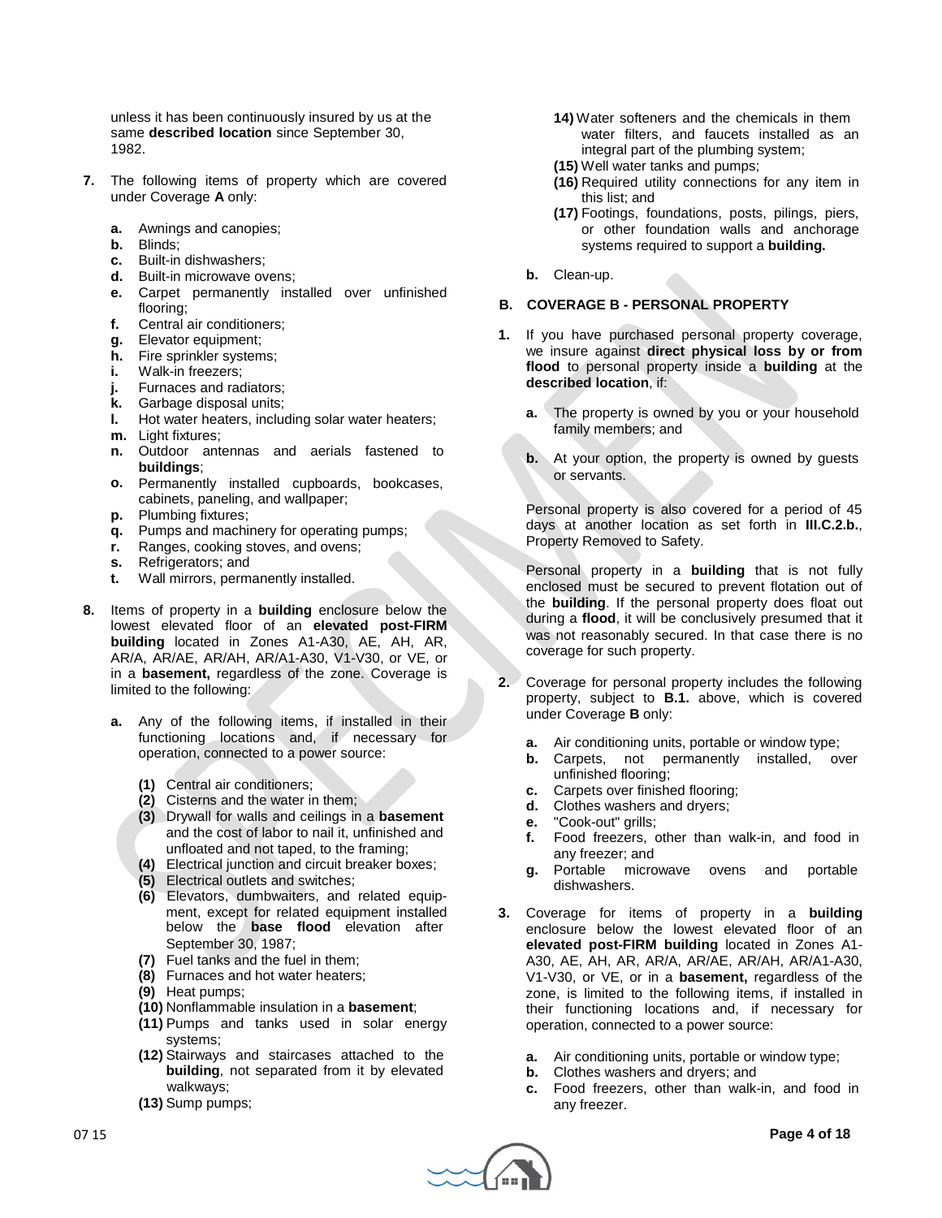unless it has been continuously insured by us at the same **described location** since September 30, 1982.

**7.** The following items of property which are covered under Coverage **A** only:

**a.** Awnings and canopies;
**b.** Blinds;
**c.** Built-in dishwashers;
**d.** Built-in microwave ovens;
**e.** Carpet permanently installed over unfinished flooring;
**f.** Central air conditioners;
**g.** Elevator equipment;
**h.** Fire sprinkler systems;
**i.** Walk-in freezers;
**j.** Furnaces and radiators;
**k.** Garbage disposal units;
**l.** Hot water heaters, including solar water heaters;
**m.** Light fixtures;
**n.** Outdoor antennas and aerials fastened to **buildings**;
**o.** Permanently installed cupboards, bookcases, cabinets, paneling, and wallpaper;
**p.** Plumbing fixtures;
**q.** Pumps and machinery for operating pumps;
**r.** Ranges, cooking stoves, and ovens;
**s.** Refrigerators; and
**t.** Wall mirrors, permanently installed.

**8.** Items of property in a **building** enclosure below the lowest elevated floor of an **elevated post-FIRM building** located in Zones A1-A30, AE, AH, AR, AR/A, AR/AE, AR/AH, AR/A1-A30, V1-V30, or VE, or in a **basement,** regardless of the zone. Coverage is limited to the following:

**a.** Any of the following items, if installed in their functioning locations and, if necessary for operation, connected to a power source:

**(1)** Central air conditioners;
**(2)** Cisterns and the water in them;
**(3)** Drywall for walls and ceilings in a **basement** and the cost of labor to nail it, unfinished and unfloated and not taped, to the framing;
**(4)** Electrical junction and circuit breaker boxes;
**(5)** Electrical outlets and switches;
**(6)** Elevators, dumbwaiters, and related equipment, except for related equipment installed below the **base flood** elevation after September 30, 1987;
**(7)** Fuel tanks and the fuel in them;
**(8)** Furnaces and hot water heaters;
**(9)** Heat pumps;
**(10)** Nonflammable insulation in a **basement**;
**(11)** Pumps and tanks used in solar energy systems;
**(12)** Stairways and staircases attached to the **building**, not separated from it by elevated walkways;
**(13)** Sump pumps;
**14)** Water softeners and the chemicals in them water filters, and faucets installed as an integral part of the plumbing system;
**(15)** Well water tanks and pumps;
**(16)** Required utility connections for any item in this list; and
**(17)** Footings, foundations, posts, pilings, piers, or other foundation walls and anchorage systems required to support a **building.**

**b.** Clean-up.

## B. COVERAGE B - PERSONAL PROPERTY

**1.** If you have purchased personal property coverage, we insure against **direct physical loss by or from flood** to personal property inside a **building** at the **described location**, if:

**a.** The property is owned by you or your household family members; and

**b.** At your option, the property is owned by guests or servants.

Personal property is also covered for a period of 45 days at another location as set forth in **III.C.2.b.**, Property Removed to Safety.

Personal property in a **building** that is not fully enclosed must be secured to prevent flotation out of the **building**. If the personal property does float out during a **flood**, it will be conclusively presumed that it was not reasonably secured. In that case there is no coverage for such property.

**2.** Coverage for personal property includes the following property, subject to **B.1.** above, which is covered under Coverage **B** only:

**a.** Air conditioning units, portable or window type;
**b.** Carpets, not permanently installed, over unfinished flooring;
**c.** Carpets over finished flooring;
**d.** Clothes washers and dryers;
**e.** "Cook-out" grills;
**f.** Food freezers, other than walk-in, and food in any freezer; and
**g.** Portable microwave ovens and portable dishwashers.

**3.** Coverage for items of property in a **building** enclosure below the lowest elevated floor of an **elevated post-FIRM building** located in Zones A1-A30, AE, AH, AR, AR/A, AR/AE, AR/AH, AR/A1-A30, V1-V30, or VE, or in a **basement,** regardless of the zone, is limited to the following items, if installed in their functioning locations and, if necessary for operation, connected to a power source:

**a.** Air conditioning units, portable or window type;
**b.** Clothes washers and dryers; and
**c.** Food freezers, other than walk-in, and food in any freezer.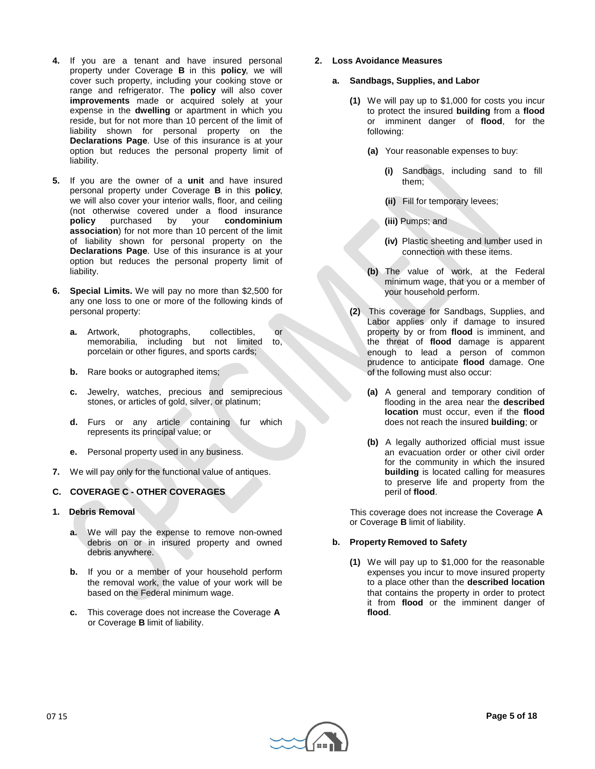4. If you are a tenant and have insured personal property under Coverage **B** in this **policy**, we will cover such property, including your cooking stove or range and refrigerator. The **policy** will also cover **improvements** made or acquired solely at your expense in the **dwelling** or apartment in which you reside, but for not more than 10 percent of the limit of liability shown for personal property on the **Declarations Page**. Use of this insurance is at your option but reduces the personal property limit of liability.

5. If you are the owner of a **unit** and have insured personal property under Coverage **B** in this **policy**, we will also cover your interior walls, floor, and ceiling (not otherwise covered under a flood insurance **policy** purchased by your **condominium association**) for not more than 10 percent of the limit of liability shown for personal property on the **Declarations Page**. Use of this insurance is at your option but reduces the personal property limit of liability.

6. **Special Limits.** We will pay no more than $2,500 for any one loss to one or more of the following kinds of personal property:

   **a.** Artwork, photographs, collectibles, or memorabilia, including but not limited to, porcelain or other figures, and sports cards;

   **b.** Rare books or autographed items;

   **c.** Jewelry, watches, precious and semiprecious stones, or articles of gold, silver, or platinum;

   **d.** Furs or any article containing fur which represents its principal value; or

   **e.** Personal property used in any business.

7. We will pay only for the functional value of antiques.

## C. COVERAGE C - OTHER COVERAGES

**1. Debris Removal**

**a.** We will pay the expense to remove non-owned debris on or in insured property and owned debris anywhere.

**b.** If you or a member of your household perform the removal work, the value of your work will be based on the Federal minimum wage.

**c.** This coverage does not increase the Coverage **A** or Coverage **B** limit of liability.

**2. Loss Avoidance Measures**

**a. Sandbags, Supplies, and Labor**

**(1)** We will pay up to $1,000 for costs you incur to protect the insured **building** from a **flood** or imminent danger of **flood**, for the following:

**(a)** Your reasonable expenses to buy:

**(i)** Sandbags, including sand to fill them;

**(ii)** Fill for temporary levees;

**(iii)** Pumps; and

**(iv)** Plastic sheeting and lumber used in connection with these items.

**(b)** The value of work, at the Federal minimum wage, that you or a member of your household perform.

**(2)** This coverage for Sandbags, Supplies, and Labor applies only if damage to insured property by or from **flood** is imminent, and the threat of **flood** damage is apparent enough to lead a person of common prudence to anticipate **flood** damage. One of the following must also occur:

**(a)** A general and temporary condition of flooding in the area near the **described location** must occur, even if the **flood** does not reach the insured **building**; or

**(b)** A legally authorized official must issue an evacuation order or other civil order for the community in which the insured **building** is located calling for measures to preserve life and property from the peril of **flood**.

This coverage does not increase the Coverage **A** or Coverage **B** limit of liability.

**b. Property Removed to Safety**

**(1)** We will pay up to $1,000 for the reasonable expenses you incur to move insured property to a place other than the **described location** that contains the property in order to protect it from **flood** or the imminent danger of **flood**.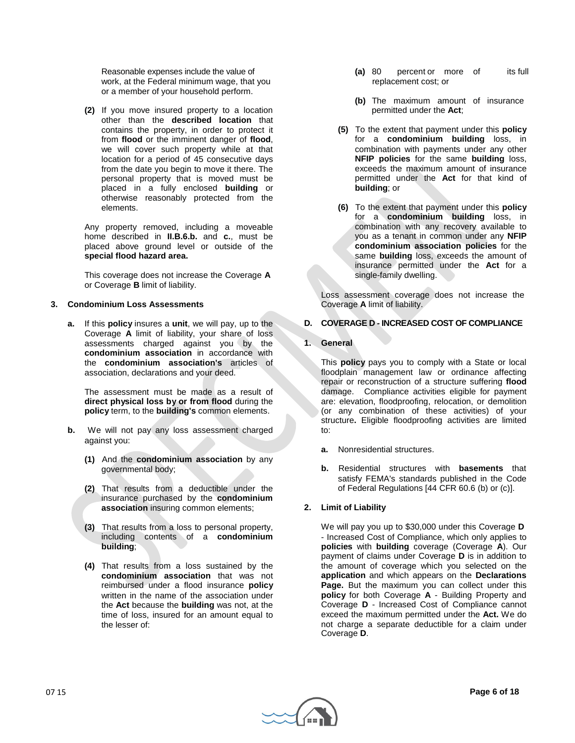Reasonable expenses include the value of work, at the Federal minimum wage, that you or a member of your household perform.

**(2)** If you move insured property to a location other than the **described location** that contains the property, in order to protect it from **flood** or the imminent danger of **flood**, we will cover such property while at that location for a period of 45 consecutive days from the date you begin to move it there. The personal property that is moved must be placed in a fully enclosed **building** or otherwise reasonably protected from the elements.

Any property removed, including a moveable home described in **II.B.6.b.** and **c.**, must be placed above ground level or outside of the **special flood hazard area.**

This coverage does not increase the Coverage **A** or Coverage **B** limit of liability.

**3. Condominium Loss Assessments**

**a.** If this **policy** insures a **unit**, we will pay, up to the Coverage **A** limit of liability, your share of loss assessments charged against you by the **condominium association** in accordance with the **condominium association's** articles of association, declarations and your deed.

The assessment must be made as a result of **direct physical loss by or from flood** during the **policy** term, to the **building's** common elements.

**b.** We will not pay any loss assessment charged against you:

**(1)** And the **condominium association** by any governmental body;

**(2)** That results from a deductible under the insurance purchased by the **condominium association** insuring common elements;

**(3)** That results from a loss to personal property, including contents of a **condominium building**;

**(4)** That results from a loss sustained by the **condominium association** that was not reimbursed under a flood insurance **policy** written in the name of the association under the **Act** because the **building** was not, at the time of loss, insured for an amount equal to the lesser of:

**(a)** 80 percent or more of its full replacement cost; or

**(b)** The maximum amount of insurance permitted under the **Act**;

**(5)** To the extent that payment under this **policy** for a **condominium building** loss, in combination with payments under any other **NFIP policies** for the same **building** loss, exceeds the maximum amount of insurance permitted under the **Act** for that kind of **building**; or

**(6)** To the extent that payment under this **policy** for a **condominium building** loss, in combination with any recovery available to you as a tenant in common under any **NFIP condominium association policies** for the same **building** loss, exceeds the amount of insurance permitted under the **Act** for a single-family dwelling.

Loss assessment coverage does not increase the Coverage **A** limit of liability.

**D. COVERAGE D - INCREASED COST OF COMPLIANCE**

**1. General**

This **policy** pays you to comply with a State or local floodplain management law or ordinance affecting repair or reconstruction of a structure suffering **flood** damage. Compliance activities eligible for payment are: elevation, floodproofing, relocation, or demolition (or any combination of these activities) of your structure**.** Eligible floodproofing activities are limited to:

**a.** Nonresidential structures.

**b.** Residential structures with **basements** that satisfy FEMA's standards published in the Code of Federal Regulations [44 CFR 60.6 (b) or (c)].

**2. Limit of Liability**

We will pay you up to $30,000 under this Coverage **D** - Increased Cost of Compliance, which only applies to **policies** with **building** coverage (Coverage **A**). Our payment of claims under Coverage **D** is in addition to the amount of coverage which you selected on the **application** and which appears on the **Declarations Page.** But the maximum you can collect under this **policy** for both Coverage **A** - Building Property and Coverage **D** - Increased Cost of Compliance cannot exceed the maximum permitted under the **Act.** We do not charge a separate deductible for a claim under Coverage **D**.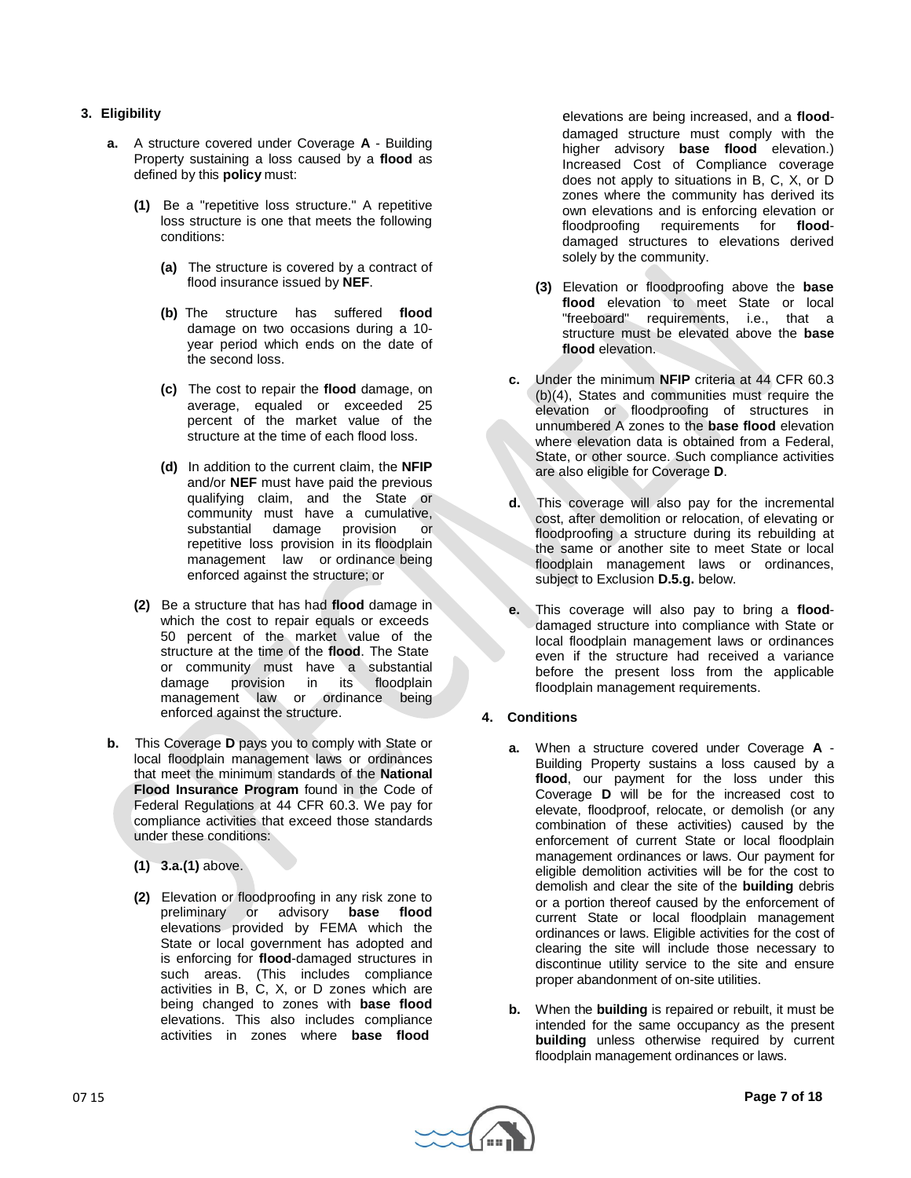### 3. Eligibility

**a.** A structure covered under Coverage **A** - Building Property sustaining a loss caused by a **flood** as defined by this **policy** must:

**(1)** Be a "repetitive loss structure." A repetitive loss structure is one that meets the following conditions:

**(a)** The structure is covered by a contract of flood insurance issued by **NEF**.

**(b)** The structure has suffered **flood** damage on two occasions during a 10-year period which ends on the date of the second loss.

**(c)** The cost to repair the **flood** damage, on average, equaled or exceeded 25 percent of the market value of the structure at the time of each flood loss.

**(d)** In addition to the current claim, the **NFIP** and/or **NEF** must have paid the previous qualifying claim, and the State or community must have a cumulative, substantial damage provision or repetitive loss provision in its floodplain management law or ordinance being enforced against the structure; or

**(2)** Be a structure that has had **flood** damage in which the cost to repair equals or exceeds 50 percent of the market value of the structure at the time of the **flood**. The State or community must have a substantial damage provision in its floodplain management law or ordinance being enforced against the structure.

**b.** This Coverage **D** pays you to comply with State or local floodplain management laws or ordinances that meet the minimum standards of the **National Flood Insurance Program** found in the Code of Federal Regulations at 44 CFR 60.3. We pay for compliance activities that exceed those standards under these conditions:

**(1)** **3.a.(1)** above.

**(2)** Elevation or floodproofing in any risk zone to preliminary or advisory **base flood** elevations provided by FEMA which the State or local government has adopted and is enforcing for **flood**-damaged structures in such areas. (This includes compliance activities in B, C, X, or D zones which are being changed to zones with **base flood** elevations. This also includes compliance activities in zones where **base flood** elevations are being increased, and a **flood**-damaged structure must comply with the higher advisory **base flood** elevation.) Increased Cost of Compliance coverage does not apply to situations in B, C, X, or D zones where the community has derived its own elevations and is enforcing elevation or floodproofing requirements for **flood**-damaged structures to elevations derived solely by the community.

**(3)** Elevation or floodproofing above the **base flood** elevation to meet State or local "freeboard" requirements, i.e., that a structure must be elevated above the **base flood** elevation.

**c.** Under the minimum **NFIP** criteria at 44 CFR 60.3 (b)(4), States and communities must require the elevation or floodproofing of structures in unnumbered A zones to the **base flood** elevation where elevation data is obtained from a Federal, State, or other source. Such compliance activities are also eligible for Coverage **D**.

**d.** This coverage will also pay for the incremental cost, after demolition or relocation, of elevating or floodproofing a structure during its rebuilding at the same or another site to meet State or local floodplain management laws or ordinances, subject to Exclusion **D.5.g.** below.

**e.** This coverage will also pay to bring a **flood**-damaged structure into compliance with State or local floodplain management laws or ordinances even if the structure had received a variance before the present loss from the applicable floodplain management requirements.

### 4. Conditions

**a.** When a structure covered under Coverage **A** - Building Property sustains a loss caused by a **flood**, our payment for the loss under this Coverage **D** will be for the increased cost to elevate, floodproof, relocate, or demolish (or any combination of these activities) caused by the enforcement of current State or local floodplain management ordinances or laws. Our payment for eligible demolition activities will be for the cost to demolish and clear the site of the **building** debris or a portion thereof caused by the enforcement of current State or local floodplain management ordinances or laws. Eligible activities for the cost of clearing the site will include those necessary to discontinue utility service to the site and ensure proper abandonment of on-site utilities.

**b.** When the **building** is repaired or rebuilt, it must be intended for the same occupancy as the present **building** unless otherwise required by current floodplain management ordinances or laws.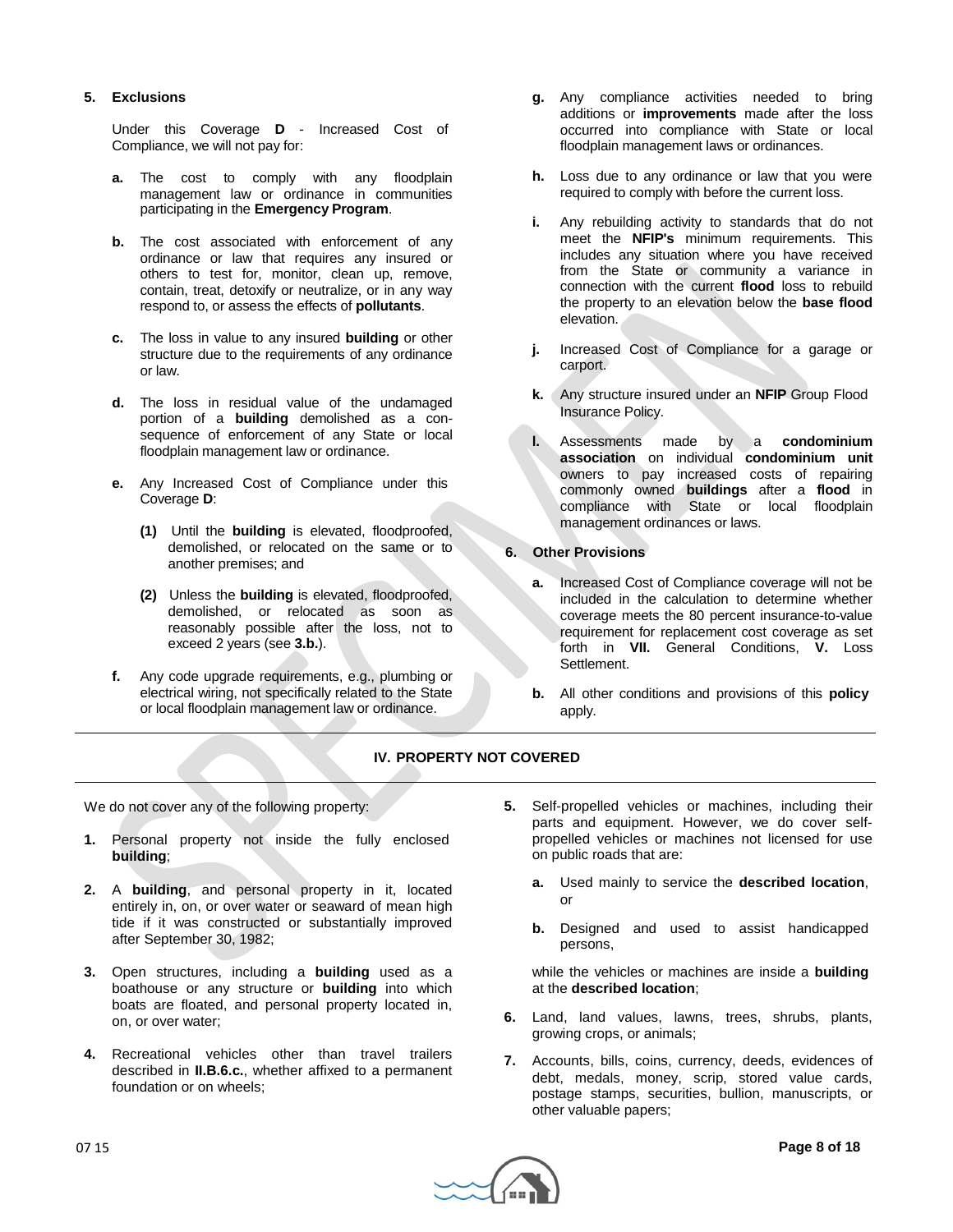**5. Exclusions**

Under this Coverage **D** - Increased Cost of Compliance, we will not pay for:

**a.** The cost to comply with any floodplain management law or ordinance in communities participating in the **Emergency Program**.

**b.** The cost associated with enforcement of any ordinance or law that requires any insured or others to test for, monitor, clean up, remove, contain, treat, detoxify or neutralize, or in any way respond to, or assess the effects of **pollutants**.

**c.** The loss in value to any insured **building** or other structure due to the requirements of any ordinance or law.

**d.** The loss in residual value of the undamaged portion of a **building** demolished as a consequence of enforcement of any State or local floodplain management law or ordinance.

**e.** Any Increased Cost of Compliance under this Coverage **D**:

**(1)** Until the **building** is elevated, floodproofed, demolished, or relocated on the same or to another premises; and

**(2)** Unless the **building** is elevated, floodproofed, demolished, or relocated as soon as reasonably possible after the loss, not to exceed 2 years (see **3.b.**).

**f.** Any code upgrade requirements, e.g., plumbing or electrical wiring, not specifically related to the State or local floodplain management law or ordinance.

**g.** Any compliance activities needed to bring additions or **improvements** made after the loss occurred into compliance with State or local floodplain management laws or ordinances.

**h.** Loss due to any ordinance or law that you were required to comply with before the current loss.

**i.** Any rebuilding activity to standards that do not meet the **NFIP's** minimum requirements. This includes any situation where you have received from the State or community a variance in connection with the current **flood** loss to rebuild the property to an elevation below the **base flood** elevation.

**j.** Increased Cost of Compliance for a garage or carport.

**k.** Any structure insured under an **NFIP** Group Flood Insurance Policy.

**l.** Assessments made by a **condominium association** on individual **condominium unit** owners to pay increased costs of repairing commonly owned **buildings** after a **flood** in compliance with State or local floodplain management ordinances or laws.

**6. Other Provisions**

**a.** Increased Cost of Compliance coverage will not be included in the calculation to determine whether coverage meets the 80 percent insurance-to-value requirement for replacement cost coverage as set forth in **VII.** General Conditions, **V.** Loss Settlement.

**b.** All other conditions and provisions of this **policy** apply.

## IV. PROPERTY NOT COVERED

We do not cover any of the following property:

**1.** Personal property not inside the fully enclosed **building**;

**2.** A **building**, and personal property in it, located entirely in, on, or over water or seaward of mean high tide if it was constructed or substantially improved after September 30, 1982;

**3.** Open structures, including a **building** used as a boathouse or any structure or **building** into which boats are floated, and personal property located in, on, or over water;

**4.** Recreational vehicles other than travel trailers described in **II.B.6.c.**, whether affixed to a permanent foundation or on wheels;

**5.** Self-propelled vehicles or machines, including their parts and equipment. However, we do cover self-propelled vehicles or machines not licensed for use on public roads that are:

**a.** Used mainly to service the **described location**, or

**b.** Designed and used to assist handicapped persons,

while the vehicles or machines are inside a **building** at the **described location**;

**6.** Land, land values, lawns, trees, shrubs, plants, growing crops, or animals;

**7.** Accounts, bills, coins, currency, deeds, evidences of debt, medals, money, scrip, stored value cards, postage stamps, securities, bullion, manuscripts, or other valuable papers;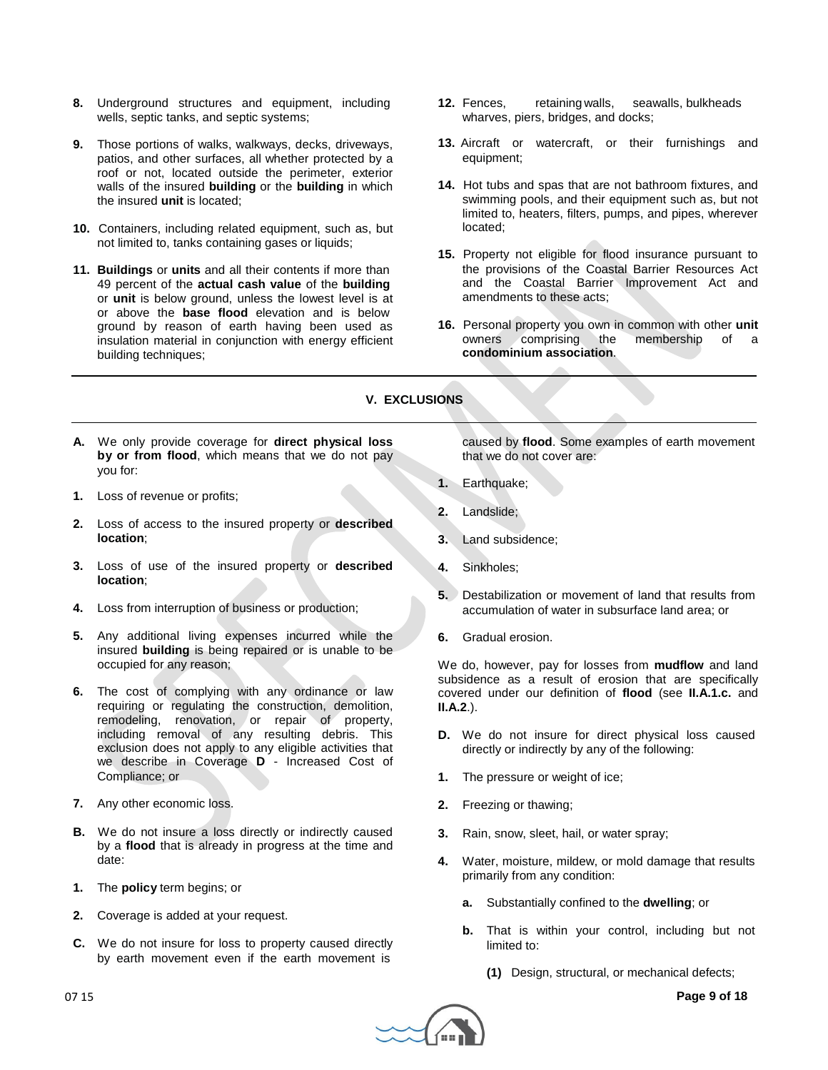8. Underground structures and equipment, including wells, septic tanks, and septic systems;

9. Those portions of walks, walkways, decks, driveways, patios, and other surfaces, all whether protected by a roof or not, located outside the perimeter, exterior walls of the insured **building** or the **building** in which the insured **unit** is located;

10. Containers, including related equipment, such as, but not limited to, tanks containing gases or liquids;

11. **Buildings** or **units** and all their contents if more than 49 percent of the **actual cash value** of the **building** or **unit** is below ground, unless the lowest level is at or above the **base flood** elevation and is below ground by reason of earth having been used as insulation material in conjunction with energy efficient building techniques;

12. Fences, retaining walls, seawalls, bulkheads wharves, piers, bridges, and docks;

13. Aircraft or watercraft, or their furnishings and equipment;

14. Hot tubs and spas that are not bathroom fixtures, and swimming pools, and their equipment such as, but not limited to, heaters, filters, pumps, and pipes, wherever located;

15. Property not eligible for flood insurance pursuant to the provisions of the Coastal Barrier Resources Act and the Coastal Barrier Improvement Act and amendments to these acts;

16. Personal property you own in common with other **unit** owners comprising the membership of a **condominium association**.

## V. EXCLUSIONS

**A.** We only provide coverage for **direct physical loss by or from flood**, which means that we do not pay you for:

1. Loss of revenue or profits;

2. Loss of access to the insured property or **described location**;

3. Loss of use of the insured property or **described location**;

4. Loss from interruption of business or production;

5. Any additional living expenses incurred while the insured **building** is being repaired or is unable to be occupied for any reason;

6. The cost of complying with any ordinance or law requiring or regulating the construction, demolition, remodeling, renovation, or repair of property, including removal of any resulting debris. This exclusion does not apply to any eligible activities that we describe in Coverage **D** - Increased Cost of Compliance; or

7. Any other economic loss.

**B.** We do not insure a loss directly or indirectly caused by a **flood** that is already in progress at the time and date:

1. The **policy** term begins; or

2. Coverage is added at your request.

**C.** We do not insure for loss to property caused directly by earth movement even if the earth movement is caused by **flood**. Some examples of earth movement that we do not cover are:

1. Earthquake;

2. Landslide;

3. Land subsidence;

4. Sinkholes;

5. Destabilization or movement of land that results from accumulation of water in subsurface land area; or

6. Gradual erosion.

We do, however, pay for losses from **mudflow** and land subsidence as a result of erosion that are specifically covered under our definition of **flood** (see **II.A.1.c.** and **II.A.2**.).

**D.** We do not insure for direct physical loss caused directly or indirectly by any of the following:

1. The pressure or weight of ice;

2. Freezing or thawing;

3. Rain, snow, sleet, hail, or water spray;

4. Water, moisture, mildew, or mold damage that results primarily from any condition:

   a. Substantially confined to the **dwelling**; or

   b. That is within your control, including but not limited to:

      (1) Design, structural, or mechanical defects;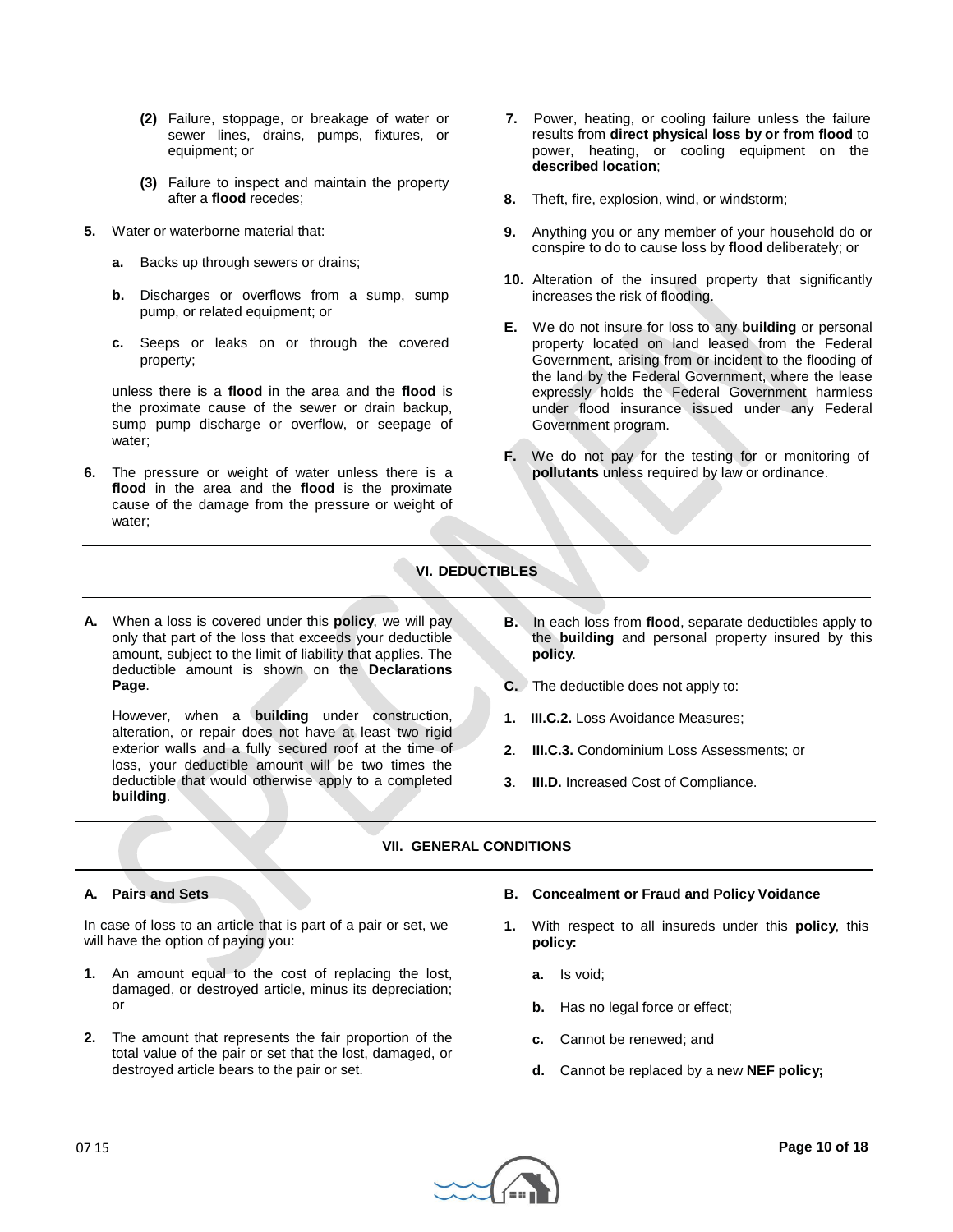**(2)** Failure, stoppage, or breakage of water or sewer lines, drains, pumps, fixtures, or equipment; or

**(3)** Failure to inspect and maintain the property after a **flood** recedes;

**5.** Water or waterborne material that:

**a.** Backs up through sewers or drains;

**b.** Discharges or overflows from a sump, sump pump, or related equipment; or

**c.** Seeps or leaks on or through the covered property;

unless there is a **flood** in the area and the **flood** is the proximate cause of the sewer or drain backup, sump pump discharge or overflow, or seepage of water;

**6.** The pressure or weight of water unless there is a **flood** in the area and the **flood** is the proximate cause of the damage from the pressure or weight of water;

**7.** Power, heating, or cooling failure unless the failure results from **direct physical loss by or from flood** to power, heating, or cooling equipment on the **described location**;

**8.** Theft, fire, explosion, wind, or windstorm;

**9.** Anything you or any member of your household do or conspire to do to cause loss by **flood** deliberately; or

**10.** Alteration of the insured property that significantly increases the risk of flooding.

**E.** We do not insure for loss to any **building** or personal property located on land leased from the Federal Government, arising from or incident to the flooding of the land by the Federal Government, where the lease expressly holds the Federal Government harmless under flood insurance issued under any Federal Government program.

**F.** We do not pay for the testing for or monitoring of **pollutants** unless required by law or ordinance.

## VI. DEDUCTIBLES

**A.** When a loss is covered under this **policy**, we will pay only that part of the loss that exceeds your deductible amount, subject to the limit of liability that applies. The deductible amount is shown on the **Declarations Page**.

However, when a **building** under construction, alteration, or repair does not have at least two rigid exterior walls and a fully secured roof at the time of loss, your deductible amount will be two times the deductible that would otherwise apply to a completed **building**.

**B.** In each loss from **flood**, separate deductibles apply to the **building** and personal property insured by this **policy**.

**C.** The deductible does not apply to:

**1.** **III.C.2.** Loss Avoidance Measures;

**2**. **III.C.3.** Condominium Loss Assessments; or

**3**. **III.D.** Increased Cost of Compliance.

## VII. GENERAL CONDITIONS

### A. Pairs and Sets

In case of loss to an article that is part of a pair or set, we will have the option of paying you:

**1.** An amount equal to the cost of replacing the lost, damaged, or destroyed article, minus its depreciation; or

**2.** The amount that represents the fair proportion of the total value of the pair or set that the lost, damaged, or destroyed article bears to the pair or set.

### B. Concealment or Fraud and Policy Voidance

**1.** With respect to all insureds under this **policy**, this **policy:**

**a.** Is void;

**b.** Has no legal force or effect;

**c.** Cannot be renewed; and

**d.** Cannot be replaced by a new **NEF policy;**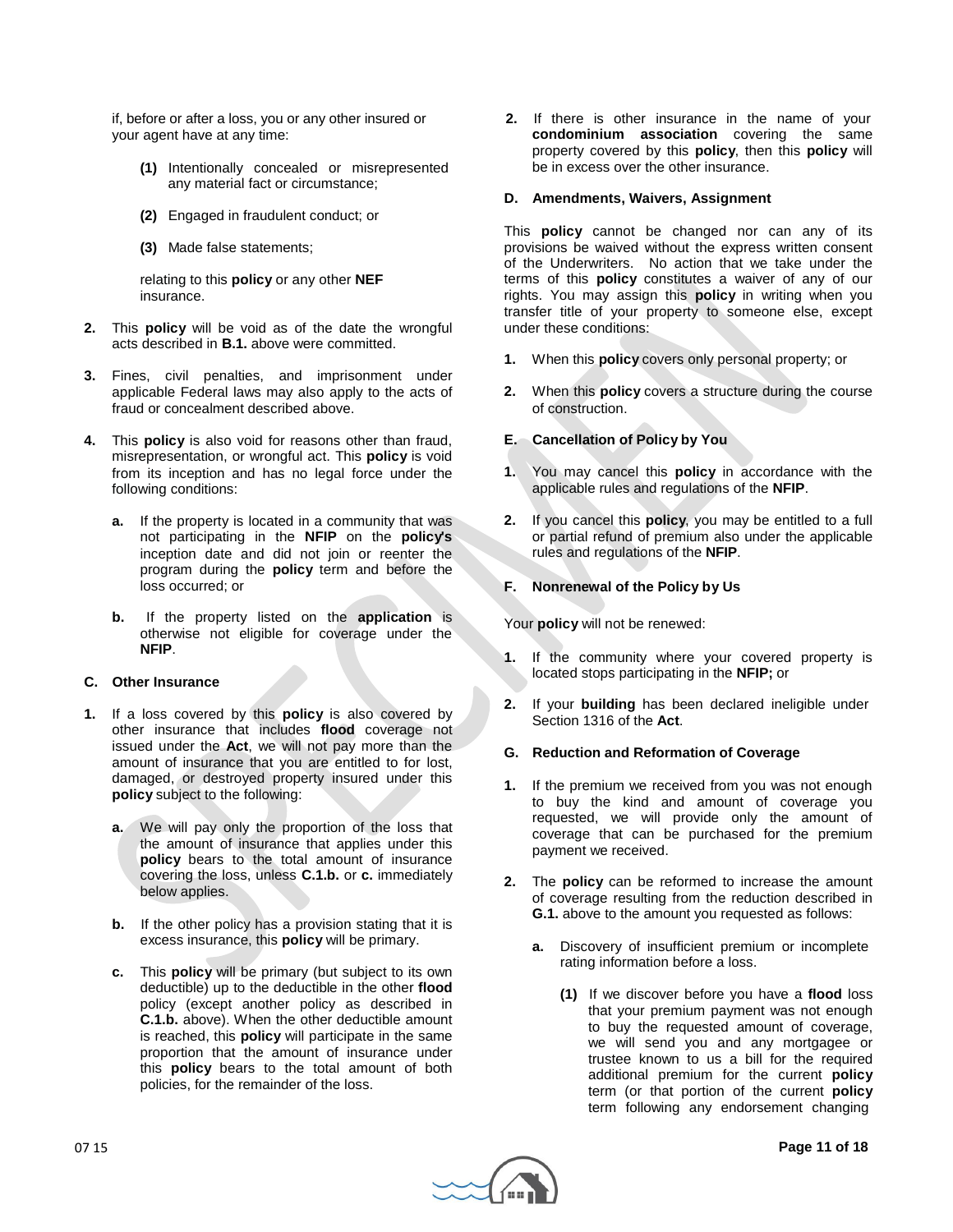if, before or after a loss, you or any other insured or your agent have at any time:

**(1)** Intentionally concealed or misrepresented any material fact or circumstance;

**(2)** Engaged in fraudulent conduct; or

**(3)** Made false statements;

relating to this **policy** or any other **NEF** insurance.

**2.** This **policy** will be void as of the date the wrongful acts described in **B.1.** above were committed.

**3.** Fines, civil penalties, and imprisonment under applicable Federal laws may also apply to the acts of fraud or concealment described above.

**4.** This **policy** is also void for reasons other than fraud, misrepresentation, or wrongful act. This **policy** is void from its inception and has no legal force under the following conditions:

**a.** If the property is located in a community that was not participating in the **NFIP** on the **policy's** inception date and did not join or reenter the program during the **policy** term and before the loss occurred; or

**b.** If the property listed on the **application** is otherwise not eligible for coverage under the **NFIP**.

### C. Other Insurance

**1.** If a loss covered by this **policy** is also covered by other insurance that includes **flood** coverage not issued under the **Act**, we will not pay more than the amount of insurance that you are entitled to for lost, damaged, or destroyed property insured under this **policy** subject to the following:

**a.** We will pay only the proportion of the loss that the amount of insurance that applies under this **policy** bears to the total amount of insurance covering the loss, unless **C.1.b.** or **c.** immediately below applies.

**b.** If the other policy has a provision stating that it is excess insurance, this **policy** will be primary.

**c.** This **policy** will be primary (but subject to its own deductible) up to the deductible in the other **flood** policy (except another policy as described in **C.1.b.** above). When the other deductible amount is reached, this **policy** will participate in the same proportion that the amount of insurance under this **policy** bears to the total amount of both policies, for the remainder of the loss.

**2.** If there is other insurance in the name of your **condominium association** covering the same property covered by this **policy**, then this **policy** will be in excess over the other insurance.

### D. Amendments, Waivers, Assignment

This **policy** cannot be changed nor can any of its provisions be waived without the express written consent of the Underwriters. No action that we take under the terms of this **policy** constitutes a waiver of any of our rights. You may assign this **policy** in writing when you transfer title of your property to someone else, except under these conditions:

**1.** When this **policy** covers only personal property; or

**2.** When this **policy** covers a structure during the course of construction.

### E. Cancellation of Policy by You

**1.** You may cancel this **policy** in accordance with the applicable rules and regulations of the **NFIP**.

**2.** If you cancel this **policy**, you may be entitled to a full or partial refund of premium also under the applicable rules and regulations of the **NFIP**.

### F. Nonrenewal of the Policy by Us

Your **policy** will not be renewed:

**1.** If the community where your covered property is located stops participating in the **NFIP;** or

**2.** If your **building** has been declared ineligible under Section 1316 of the **Act**.

### G. Reduction and Reformation of Coverage

**1.** If the premium we received from you was not enough to buy the kind and amount of coverage you requested, we will provide only the amount of coverage that can be purchased for the premium payment we received.

**2.** The **policy** can be reformed to increase the amount of coverage resulting from the reduction described in **G.1.** above to the amount you requested as follows:

**a.** Discovery of insufficient premium or incomplete rating information before a loss.

**(1)** If we discover before you have a **flood** loss that your premium payment was not enough to buy the requested amount of coverage, we will send you and any mortgagee or trustee known to us a bill for the required additional premium for the current **policy** term (or that portion of the current **policy** term following any endorsement changing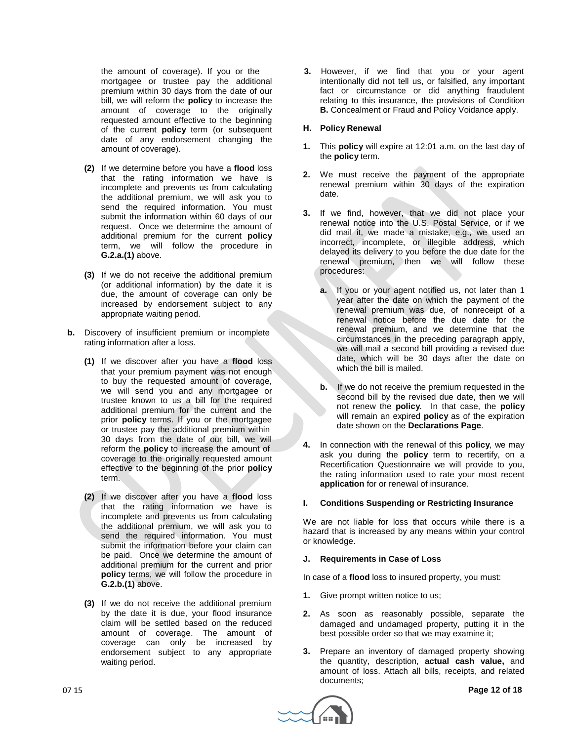the amount of coverage). If you or the mortgagee or trustee pay the additional premium within 30 days from the date of our bill, we will reform the **policy** to increase the amount of coverage to the originally requested amount effective to the beginning of the current **policy** term (or subsequent date of any endorsement changing the amount of coverage).

**(2)** If we determine before you have a **flood** loss that the rating information we have is incomplete and prevents us from calculating the additional premium, we will ask you to send the required information. You must submit the information within 60 days of our request. Once we determine the amount of additional premium for the current **policy** term, we will follow the procedure in **G.2.a.(1)** above.

**(3)** If we do not receive the additional premium (or additional information) by the date it is due, the amount of coverage can only be increased by endorsement subject to any appropriate waiting period.

**b.** Discovery of insufficient premium or incomplete rating information after a loss.

**(1)** If we discover after you have a **flood** loss that your premium payment was not enough to buy the requested amount of coverage, we will send you and any mortgagee or trustee known to us a bill for the required additional premium for the current and the prior **policy** terms. If you or the mortgagee or trustee pay the additional premium within 30 days from the date of our bill, we will reform the **policy** to increase the amount of coverage to the originally requested amount effective to the beginning of the prior **policy** term.

**(2)** If we discover after you have a **flood** loss that the rating information we have is incomplete and prevents us from calculating the additional premium, we will ask you to send the required information. You must submit the information before your claim can be paid. Once we determine the amount of additional premium for the current and prior **policy** terms, we will follow the procedure in **G.2.b.(1)** above.

**(3)** If we do not receive the additional premium by the date it is due, your flood insurance claim will be settled based on the reduced amount of coverage. The amount of coverage can only be increased by endorsement subject to any appropriate waiting period.

**3.** However, if we find that you or your agent intentionally did not tell us, or falsified, any important fact or circumstance or did anything fraudulent relating to this insurance, the provisions of Condition **B.** Concealment or Fraud and Policy Voidance apply.

**H. Policy Renewal**

**1.** This **policy** will expire at 12:01 a.m. on the last day of the **policy** term.

**2.** We must receive the payment of the appropriate renewal premium within 30 days of the expiration date.

**3.** If we find, however, that we did not place your renewal notice into the U.S. Postal Service, or if we did mail it, we made a mistake, e.g., we used an incorrect, incomplete, or illegible address, which delayed its delivery to you before the due date for the renewal premium, then we will follow these procedures:

**a.** If you or your agent notified us, not later than 1 year after the date on which the payment of the renewal premium was due, of nonreceipt of a renewal notice before the due date for the renewal premium, and we determine that the circumstances in the preceding paragraph apply, we will mail a second bill providing a revised due date, which will be 30 days after the date on which the bill is mailed.

**b.** If we do not receive the premium requested in the second bill by the revised due date, then we will not renew the **policy**. In that case, the **policy** will remain an expired **policy** as of the expiration date shown on the **Declarations Page**.

**4.** In connection with the renewal of this **policy**, we may ask you during the **policy** term to recertify, on a Recertification Questionnaire we will provide to you, the rating information used to rate your most recent **application** for or renewal of insurance.

**I. Conditions Suspending or Restricting Insurance**

We are not liable for loss that occurs while there is a hazard that is increased by any means within your control or knowledge.

**J. Requirements in Case of Loss**

In case of a **flood** loss to insured property, you must:

**1.** Give prompt written notice to us;

**2.** As soon as reasonably possible, separate the damaged and undamaged property, putting it in the best possible order so that we may examine it;

**3.** Prepare an inventory of damaged property showing the quantity, description, **actual cash value,** and amount of loss. Attach all bills, receipts, and related documents;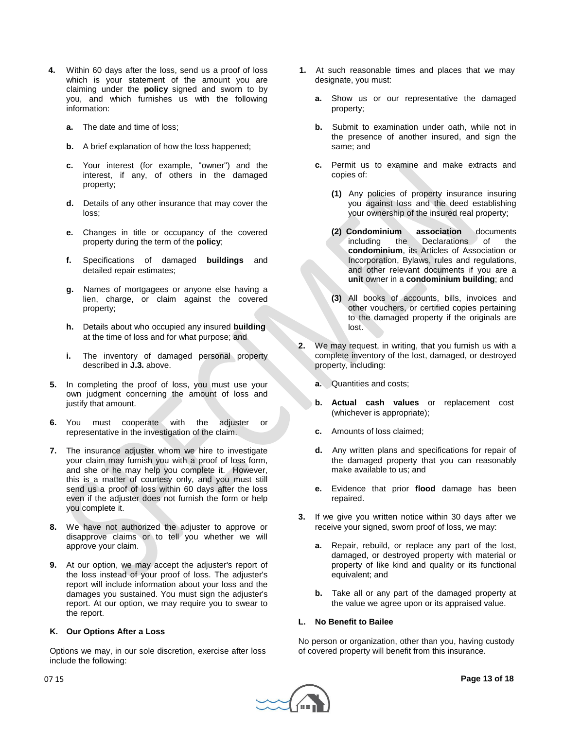4. Within 60 days after the loss, send us a proof of loss which is your statement of the amount you are claiming under the **policy** signed and sworn to by you, and which furnishes us with the following information:

   a. The date and time of loss;

   b. A brief explanation of how the loss happened;

   c. Your interest (for example, "owner") and the interest, if any, of others in the damaged property;

   d. Details of any other insurance that may cover the loss;

   e. Changes in title or occupancy of the covered property during the term of the **policy**;

   f. Specifications of damaged **buildings** and detailed repair estimates;

   g. Names of mortgagees or anyone else having a lien, charge, or claim against the covered property;

   h. Details about who occupied any insured **building** at the time of loss and for what purpose; and

   i. The inventory of damaged personal property described in **J.3.** above.

5. In completing the proof of loss, you must use your own judgment concerning the amount of loss and justify that amount.

6. You must cooperate with the adjuster or representative in the investigation of the claim.

7. The insurance adjuster whom we hire to investigate your claim may furnish you with a proof of loss form, and she or he may help you complete it. However, this is a matter of courtesy only, and you must still send us a proof of loss within 60 days after the loss even if the adjuster does not furnish the form or help you complete it.

8. We have not authorized the adjuster to approve or disapprove claims or to tell you whether we will approve your claim.

9. At our option, we may accept the adjuster's report of the loss instead of your proof of loss. The adjuster's report will include information about your loss and the damages you sustained. You must sign the adjuster's report. At our option, we may require you to swear to the report.

**K. Our Options After a Loss**

Options we may, in our sole discretion, exercise after loss include the following:

1. At such reasonable times and places that we may designate, you must:

   a. Show us or our representative the damaged property;

   b. Submit to examination under oath, while not in the presence of another insured, and sign the same; and

   c. Permit us to examine and make extracts and copies of:

      (1) Any policies of property insurance insuring you against loss and the deed establishing your ownership of the insured real property;

      (2) **Condominium association** documents including the Declarations of the **condominium**, its Articles of Association or Incorporation, Bylaws, rules and regulations, and other relevant documents if you are a **unit** owner in a **condominium building**; and

      (3) All books of accounts, bills, invoices and other vouchers, or certified copies pertaining to the damaged property if the originals are lost.

2. We may request, in writing, that you furnish us with a complete inventory of the lost, damaged, or destroyed property, including:

   a. Quantities and costs;

   b. **Actual cash values** or replacement cost (whichever is appropriate);

   c. Amounts of loss claimed;

   d. Any written plans and specifications for repair of the damaged property that you can reasonably make available to us; and

   e. Evidence that prior **flood** damage has been repaired.

3. If we give you written notice within 30 days after we receive your signed, sworn proof of loss, we may:

   a. Repair, rebuild, or replace any part of the lost, damaged, or destroyed property with material or property of like kind and quality or its functional equivalent; and

   b. Take all or any part of the damaged property at the value we agree upon or its appraised value.

**L. No Benefit to Bailee**

No person or organization, other than you, having custody of covered property will benefit from this insurance.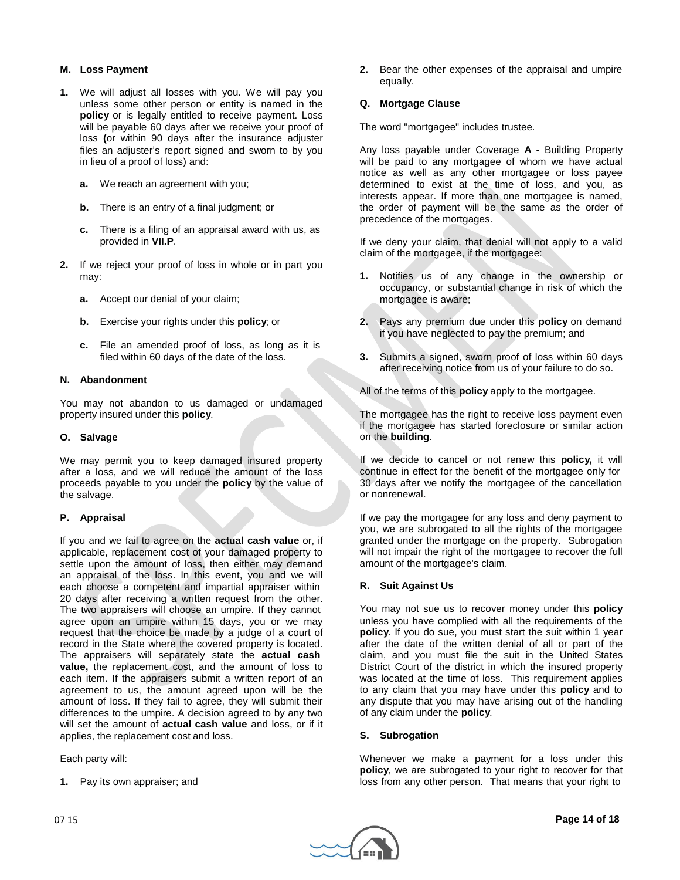### M. Loss Payment

1. We will adjust all losses with you. We will pay you unless some other person or entity is named in the **policy** or is legally entitled to receive payment. Loss will be payable 60 days after we receive your proof of loss **(**or within 90 days after the insurance adjuster files an adjuster's report signed and sworn to by you in lieu of a proof of loss) and:

   a. We reach an agreement with you;

   b. There is an entry of a final judgment; or

   c. There is a filing of an appraisal award with us, as provided in **VII.P**.

2. If we reject your proof of loss in whole or in part you may:

   a. Accept our denial of your claim;

   b. Exercise your rights under this **policy**; or

   c. File an amended proof of loss, as long as it is filed within 60 days of the date of the loss.

### N. Abandonment

You may not abandon to us damaged or undamaged property insured under this **policy**.

### O. Salvage

We may permit you to keep damaged insured property after a loss, and we will reduce the amount of the loss proceeds payable to you under the **policy** by the value of the salvage.

### P. Appraisal

If you and we fail to agree on the **actual cash value** or, if applicable, replacement cost of your damaged property to settle upon the amount of loss, then either may demand an appraisal of the loss. In this event, you and we will each choose a competent and impartial appraiser within 20 days after receiving a written request from the other. The two appraisers will choose an umpire. If they cannot agree upon an umpire within 15 days, you or we may request that the choice be made by a judge of a court of record in the State where the covered property is located. The appraisers will separately state the **actual cash value,** the replacement cost, and the amount of loss to each item**.** If the appraisers submit a written report of an agreement to us, the amount agreed upon will be the amount of loss. If they fail to agree, they will submit their differences to the umpire. A decision agreed to by any two will set the amount of **actual cash value** and loss, or if it applies, the replacement cost and loss.

Each party will:

1. Pay its own appraiser; and

2. Bear the other expenses of the appraisal and umpire equally.

### Q. Mortgage Clause

The word "mortgagee" includes trustee.

Any loss payable under Coverage **A** - Building Property will be paid to any mortgagee of whom we have actual notice as well as any other mortgagee or loss payee determined to exist at the time of loss, and you, as interests appear. If more than one mortgagee is named, the order of payment will be the same as the order of precedence of the mortgages.

If we deny your claim, that denial will not apply to a valid claim of the mortgagee, if the mortgagee:

1. Notifies us of any change in the ownership or occupancy, or substantial change in risk of which the mortgagee is aware;

2. Pays any premium due under this **policy** on demand if you have neglected to pay the premium; and

3. Submits a signed, sworn proof of loss within 60 days after receiving notice from us of your failure to do so.

All of the terms of this **policy** apply to the mortgagee.

The mortgagee has the right to receive loss payment even if the mortgagee has started foreclosure or similar action on the **building**.

If we decide to cancel or not renew this **policy,** it will continue in effect for the benefit of the mortgagee only for 30 days after we notify the mortgagee of the cancellation or nonrenewal.

If we pay the mortgagee for any loss and deny payment to you, we are subrogated to all the rights of the mortgagee granted under the mortgage on the property. Subrogation will not impair the right of the mortgagee to recover the full amount of the mortgagee's claim.

### R. Suit Against Us

You may not sue us to recover money under this **policy** unless you have complied with all the requirements of the **policy**. If you do sue, you must start the suit within 1 year after the date of the written denial of all or part of the claim, and you must file the suit in the United States District Court of the district in which the insured property was located at the time of loss. This requirement applies to any claim that you may have under this **policy** and to any dispute that you may have arising out of the handling of any claim under the **policy**.

### S. Subrogation

Whenever we make a payment for a loss under this **policy**, we are subrogated to your right to recover for that loss from any other person. That means that your right to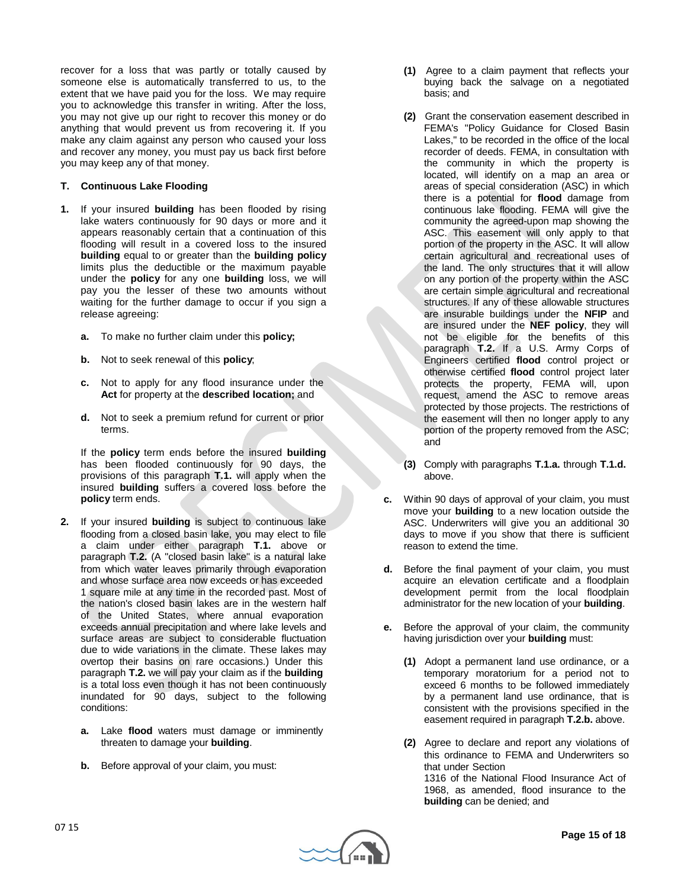recover for a loss that was partly or totally caused by someone else is automatically transferred to us, to the extent that we have paid you for the loss. We may require you to acknowledge this transfer in writing. After the loss, you may not give up our right to recover this money or do anything that would prevent us from recovering it. If you make any claim against any person who caused your loss and recover any money, you must pay us back first before you may keep any of that money.

**T. Continuous Lake Flooding**

**1.** If your insured **building** has been flooded by rising lake waters continuously for 90 days or more and it appears reasonably certain that a continuation of this flooding will result in a covered loss to the insured **building** equal to or greater than the **building policy** limits plus the deductible or the maximum payable under the **policy** for any one **building** loss, we will pay you the lesser of these two amounts without waiting for the further damage to occur if you sign a release agreeing:

**a.** To make no further claim under this **policy;**

**b.** Not to seek renewal of this **policy**;

**c.** Not to apply for any flood insurance under the **Act** for property at the **described location;** and

**d.** Not to seek a premium refund for current or prior terms.

If the **policy** term ends before the insured **building** has been flooded continuously for 90 days, the provisions of this paragraph **T.1.** will apply when the insured **building** suffers a covered loss before the **policy** term ends.

**2.** If your insured **building** is subject to continuous lake flooding from a closed basin lake, you may elect to file a claim under either paragraph **T.1.** above or paragraph **T.2.** (A "closed basin lake" is a natural lake from which water leaves primarily through evaporation and whose surface area now exceeds or has exceeded 1 square mile at any time in the recorded past. Most of the nation's closed basin lakes are in the western half of the United States, where annual evaporation exceeds annual precipitation and where lake levels and surface areas are subject to considerable fluctuation due to wide variations in the climate. These lakes may overtop their basins on rare occasions.) Under this paragraph **T.2.** we will pay your claim as if the **building** is a total loss even though it has not been continuously inundated for 90 days, subject to the following conditions:

**a.** Lake **flood** waters must damage or imminently threaten to damage your **building**.

**b.** Before approval of your claim, you must:

**(1)** Agree to a claim payment that reflects your buying back the salvage on a negotiated basis; and

**(2)** Grant the conservation easement described in FEMA's "Policy Guidance for Closed Basin Lakes," to be recorded in the office of the local recorder of deeds. FEMA, in consultation with the community in which the property is located, will identify on a map an area or areas of special consideration (ASC) in which there is a potential for **flood** damage from continuous lake flooding. FEMA will give the community the agreed-upon map showing the ASC. This easement will only apply to that portion of the property in the ASC. It will allow certain agricultural and recreational uses of the land. The only structures that it will allow on any portion of the property within the ASC are certain simple agricultural and recreational structures. If any of these allowable structures are insurable buildings under the **NFIP** and are insured under the **NEF policy**, they will not be eligible for the benefits of this paragraph **T.2.** If a U.S. Army Corps of Engineers certified **flood** control project or otherwise certified **flood** control project later protects the property, FEMA will, upon request, amend the ASC to remove areas protected by those projects. The restrictions of the easement will then no longer apply to any portion of the property removed from the ASC; and

**(3)** Comply with paragraphs **T.1.a.** through **T.1.d.** above.

**c.** Within 90 days of approval of your claim, you must move your **building** to a new location outside the ASC. Underwriters will give you an additional 30 days to move if you show that there is sufficient reason to extend the time.

**d.** Before the final payment of your claim, you must acquire an elevation certificate and a floodplain development permit from the local floodplain administrator for the new location of your **building**.

**e.** Before the approval of your claim, the community having jurisdiction over your **building** must:

**(1)** Adopt a permanent land use ordinance, or a temporary moratorium for a period not to exceed 6 months to be followed immediately by a permanent land use ordinance, that is consistent with the provisions specified in the easement required in paragraph **T.2.b.** above.

**(2)** Agree to declare and report any violations of this ordinance to FEMA and Underwriters so that under Section 1316 of the National Flood Insurance Act of 1968, as amended, flood insurance to the **building** can be denied; and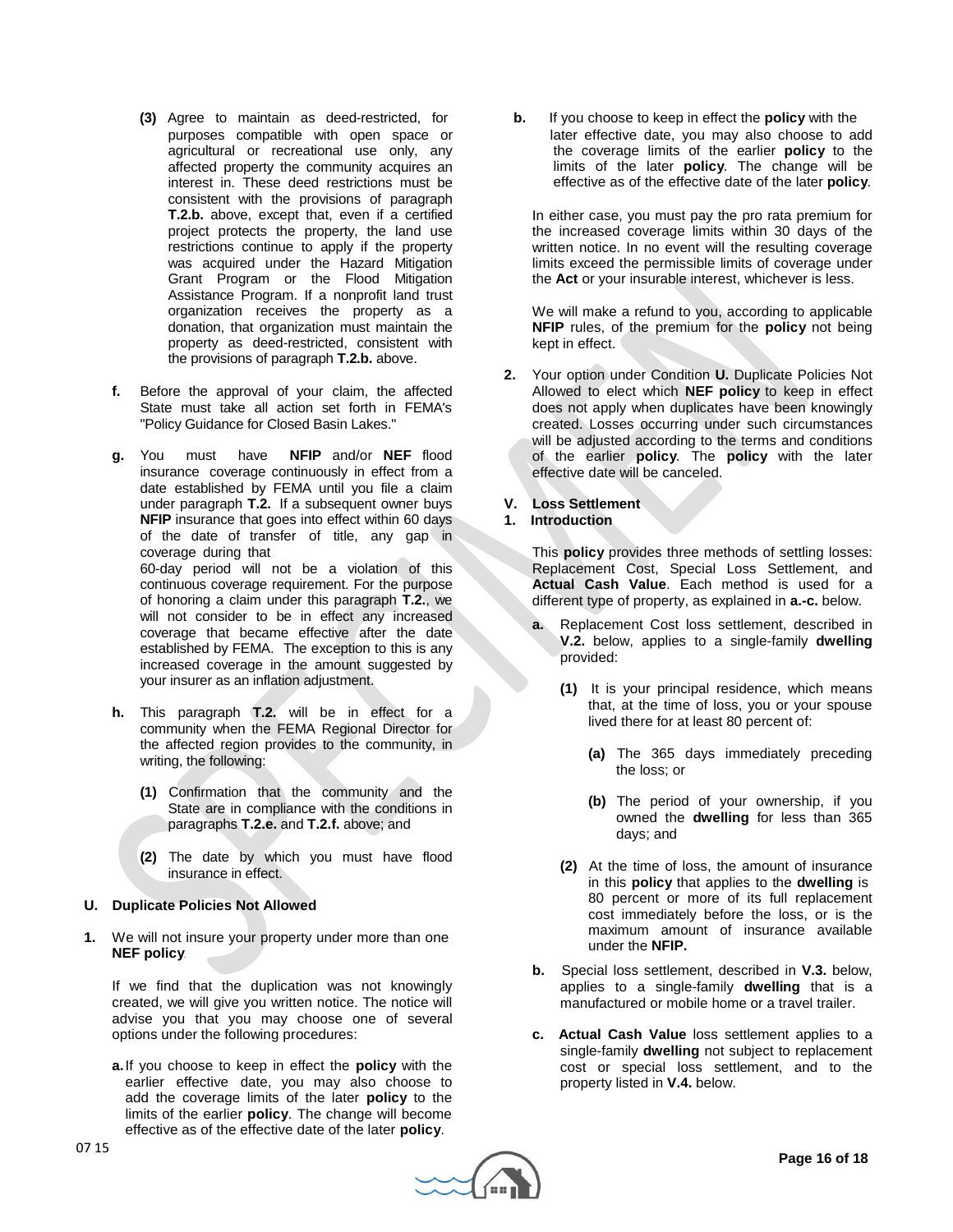**(3)** Agree to maintain as deed-restricted, for purposes compatible with open space or agricultural or recreational use only, any affected property the community acquires an interest in. These deed restrictions must be consistent with the provisions of paragraph **T.2.b.** above, except that, even if a certified project protects the property, the land use restrictions continue to apply if the property was acquired under the Hazard Mitigation Grant Program or the Flood Mitigation Assistance Program. If a nonprofit land trust organization receives the property as a donation, that organization must maintain the property as deed-restricted, consistent with the provisions of paragraph **T.2.b.** above.

**f.** Before the approval of your claim, the affected State must take all action set forth in FEMA's "Policy Guidance for Closed Basin Lakes."

**g.** You must have **NFIP** and/or **NEF** flood insurance coverage continuously in effect from a date established by FEMA until you file a claim under paragraph **T.2.** If a subsequent owner buys **NFIP** insurance that goes into effect within 60 days of the date of transfer of title, any gap in coverage during that 60-day period will not be a violation of this continuous coverage requirement. For the purpose of honoring a claim under this paragraph **T.2.**, we will not consider to be in effect any increased coverage that became effective after the date established by FEMA. The exception to this is any increased coverage in the amount suggested by your insurer as an inflation adjustment.

**h.** This paragraph **T.2.** will be in effect for a community when the FEMA Regional Director for the affected region provides to the community, in writing, the following:

**(1)** Confirmation that the community and the State are in compliance with the conditions in paragraphs **T.2.e.** and **T.2.f.** above; and

**(2)** The date by which you must have flood insurance in effect.

**U. Duplicate Policies Not Allowed**

**1.** We will not insure your property under more than one **NEF policy**.

If we find that the duplication was not knowingly created, we will give you written notice. The notice will advise you that you may choose one of several options under the following procedures:

**a.** If you choose to keep in effect the **policy** with the earlier effective date, you may also choose to add the coverage limits of the later **policy** to the limits of the earlier **policy**. The change will become effective as of the effective date of the later **policy**.

**b.** If you choose to keep in effect the **policy** with the later effective date, you may also choose to add the coverage limits of the earlier **policy** to the limits of the later **policy**. The change will be effective as of the effective date of the later **policy**.

In either case, you must pay the pro rata premium for the increased coverage limits within 30 days of the written notice. In no event will the resulting coverage limits exceed the permissible limits of coverage under the **Act** or your insurable interest, whichever is less.

We will make a refund to you, according to applicable **NFIP** rules, of the premium for the **policy** not being kept in effect.

**2.** Your option under Condition **U.** Duplicate Policies Not Allowed to elect which **NEF policy** to keep in effect does not apply when duplicates have been knowingly created. Losses occurring under such circumstances will be adjusted according to the terms and conditions of the earlier **policy**. The **policy** with the later effective date will be canceled.

**V. Loss Settlement**

**1. Introduction**

This **policy** provides three methods of settling losses: Replacement Cost, Special Loss Settlement, and **Actual Cash Value**. Each method is used for a different type of property, as explained in **a.-c.** below.

**a.** Replacement Cost loss settlement, described in **V.2.** below, applies to a single-family **dwelling** provided:

**(1)** It is your principal residence, which means that, at the time of loss, you or your spouse lived there for at least 80 percent of:

**(a)** The 365 days immediately preceding the loss; or

**(b)** The period of your ownership, if you owned the **dwelling** for less than 365 days; and

**(2)** At the time of loss, the amount of insurance in this **policy** that applies to the **dwelling** is 80 percent or more of its full replacement cost immediately before the loss, or is the maximum amount of insurance available under the **NFIP.**

**b.** Special loss settlement, described in **V.3.** below, applies to a single-family **dwelling** that is a manufactured or mobile home or a travel trailer.

**c.** **Actual Cash Value** loss settlement applies to a single-family **dwelling** not subject to replacement cost or special loss settlement, and to the property listed in **V.4.** below.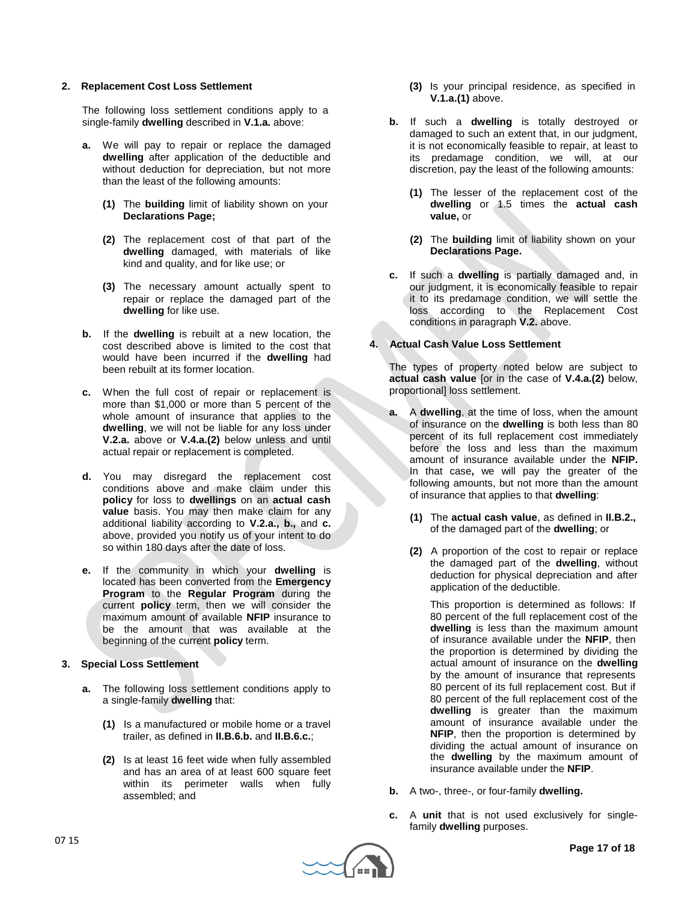**2. Replacement Cost Loss Settlement**

The following loss settlement conditions apply to a single-family **dwelling** described in **V.1.a.** above:

**a.** We will pay to repair or replace the damaged **dwelling** after application of the deductible and without deduction for depreciation, but not more than the least of the following amounts:

**(1)** The **building** limit of liability shown on your **Declarations Page;**

**(2)** The replacement cost of that part of the **dwelling** damaged, with materials of like kind and quality, and for like use; or

**(3)** The necessary amount actually spent to repair or replace the damaged part of the **dwelling** for like use.

**b.** If the **dwelling** is rebuilt at a new location, the cost described above is limited to the cost that would have been incurred if the **dwelling** had been rebuilt at its former location.

**c.** When the full cost of repair or replacement is more than $1,000 or more than 5 percent of the whole amount of insurance that applies to the **dwelling**, we will not be liable for any loss under **V.2.a.** above or **V.4.a.(2)** below unless and until actual repair or replacement is completed.

**d.** You may disregard the replacement cost conditions above and make claim under this **policy** for loss to **dwellings** on an **actual cash value** basis. You may then make claim for any additional liability according to **V.2.a., b.,** and **c.** above, provided you notify us of your intent to do so within 180 days after the date of loss.

**e.** If the community in which your **dwelling** is located has been converted from the **Emergency Program** to the **Regular Program** during the current **policy** term, then we will consider the maximum amount of available **NFIP** insurance to be the amount that was available at the beginning of the current **policy** term.

**3. Special Loss Settlement**

**a.** The following loss settlement conditions apply to a single-family **dwelling** that:

**(1)** Is a manufactured or mobile home or a travel trailer, as defined in **II.B.6.b.** and **II.B.6.c.**;

**(2)** Is at least 16 feet wide when fully assembled and has an area of at least 600 square feet within its perimeter walls when fully assembled; and

**(3)** Is your principal residence, as specified in **V.1.a.(1)** above.

**b.** If such a **dwelling** is totally destroyed or damaged to such an extent that, in our judgment, it is not economically feasible to repair, at least to its predamage condition, we will, at our discretion, pay the least of the following amounts:

**(1)** The lesser of the replacement cost of the **dwelling** or 1.5 times the **actual cash value,** or

**(2)** The **building** limit of liability shown on your **Declarations Page.**

**c.** If such a **dwelling** is partially damaged and, in our judgment, it is economically feasible to repair it to its predamage condition, we will settle the loss according to the Replacement Cost conditions in paragraph **V.2.** above.

**4. Actual Cash Value Loss Settlement**

The types of property noted below are subject to **actual cash value** [or in the case of **V.4.a.(2)** below, proportional] loss settlement.

**a.** A **dwelling**, at the time of loss, when the amount of insurance on the **dwelling** is both less than 80 percent of its full replacement cost immediately before the loss and less than the maximum amount of insurance available under the **NFIP.** In that case**,** we will pay the greater of the following amounts, but not more than the amount of insurance that applies to that **dwelling**:

**(1)** The **actual cash value**, as defined in **II.B.2.,** of the damaged part of the **dwelling**; or

**(2)** A proportion of the cost to repair or replace the damaged part of the **dwelling**, without deduction for physical depreciation and after application of the deductible.

This proportion is determined as follows: If 80 percent of the full replacement cost of the **dwelling** is less than the maximum amount of insurance available under the **NFIP**, then the proportion is determined by dividing the actual amount of insurance on the **dwelling** by the amount of insurance that represents 80 percent of its full replacement cost. But if 80 percent of the full replacement cost of the **dwelling** is greater than the maximum amount of insurance available under the **NFIP**, then the proportion is determined by dividing the actual amount of insurance on the **dwelling** by the maximum amount of insurance available under the **NFIP**.

**b.** A two-, three-, or four-family **dwelling.**

**c.** A **unit** that is not used exclusively for single-family **dwelling** purposes.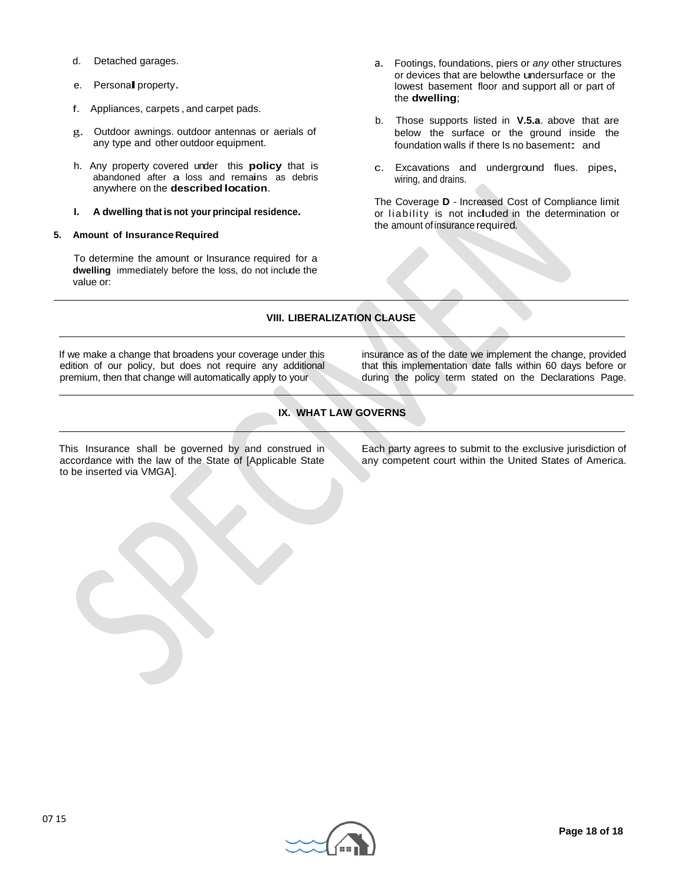d. Detached garages.

e. Personal property.

f. Appliances, carpets , and carpet pads.

g. Outdoor awnings. outdoor antennas or aerials of any type and other outdoor equipment.

h. Any property covered under this **policy** that is abandoned after a loss and remains as debris anywhere on the **described location**.

**I. A dwelling that is not your principal residence.**

**5. Amount of Insurance Required**

To determine the amount or Insurance required for a **dwelling** immediately before the loss, do not include the value or:

a. Footings, foundations, piers or *any* other structures or devices that are belowthe undersurface or the lowest basement floor and support all or part of the **dwelling**;

b. Those supports listed in **V.5.a**. above that are below the surface or the ground inside the foundation walls if there Is no basement: and

c. Excavations and underground flues. pipes, wiring, and drains.

The Coverage **D** - Increased Cost of Compliance limit or liability is not included in the determination or the amount of insurance required.

## VIII. LIBERALIZATION CLAUSE

If we make a change that broadens your coverage under this edition of our policy, but does not require any additional premium, then that change will automatically apply to your insurance as of the date we implement the change, provided that this implementation date falls within 60 days before or during the policy term stated on the Declarations Page.

## IX. WHAT LAW GOVERNS

This Insurance shall be governed by and construed in accordance with the law of the State of [Applicable State to be inserted via VMGA]. Each party agrees to submit to the exclusive jurisdiction of any competent court within the United States of America.

07 15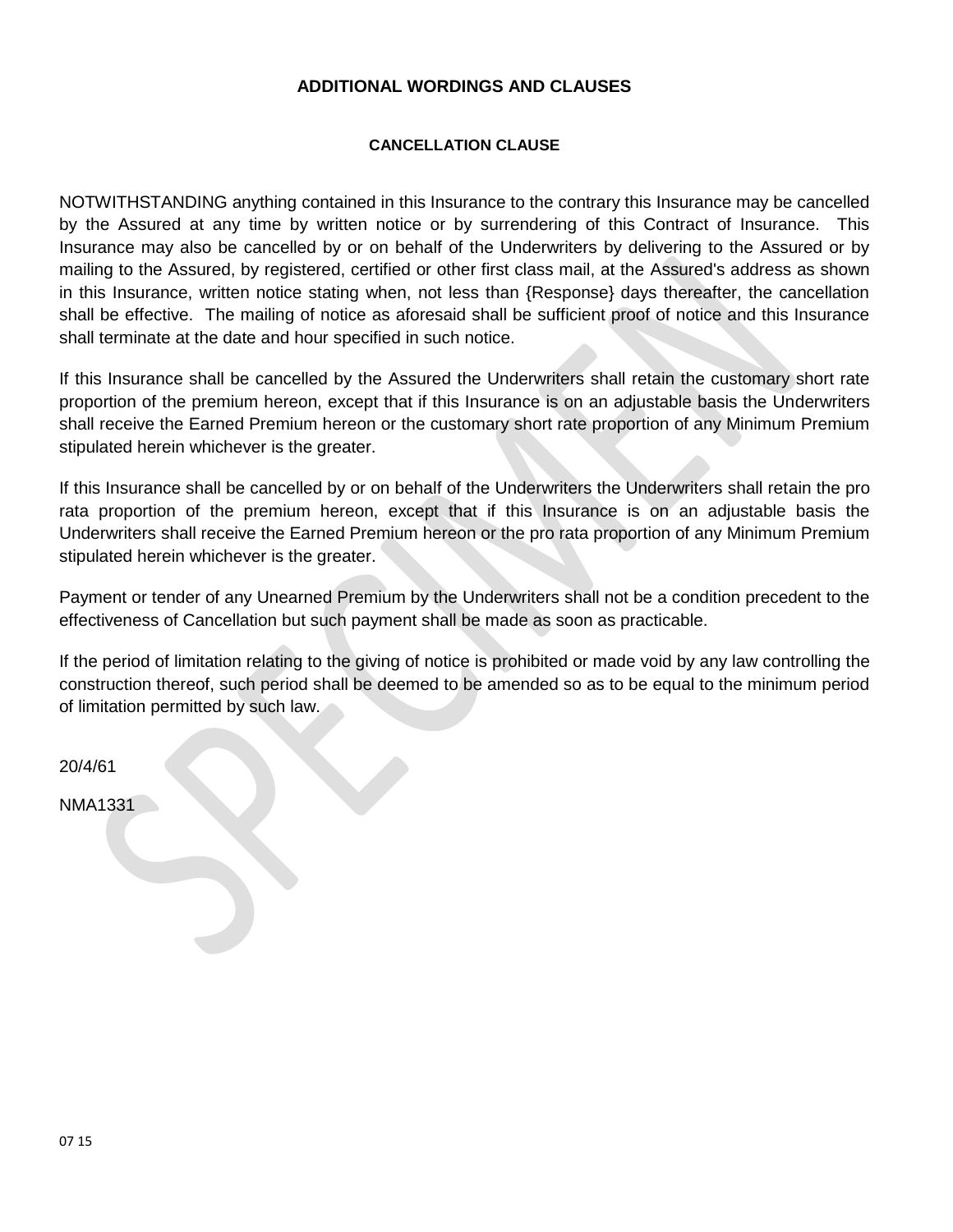# ADDITIONAL WORDINGS AND CLAUSES

## CANCELLATION CLAUSE

NOTWITHSTANDING anything contained in this Insurance to the contrary this Insurance may be cancelled by the Assured at any time by written notice or by surrendering of this Contract of Insurance. This Insurance may also be cancelled by or on behalf of the Underwriters by delivering to the Assured or by mailing to the Assured, by registered, certified or other first class mail, at the Assured's address as shown in this Insurance, written notice stating when, not less than {Response} days thereafter, the cancellation shall be effective. The mailing of notice as aforesaid shall be sufficient proof of notice and this Insurance shall terminate at the date and hour specified in such notice.

If this Insurance shall be cancelled by the Assured the Underwriters shall retain the customary short rate proportion of the premium hereon, except that if this Insurance is on an adjustable basis the Underwriters shall receive the Earned Premium hereon or the customary short rate proportion of any Minimum Premium stipulated herein whichever is the greater.

If this Insurance shall be cancelled by or on behalf of the Underwriters the Underwriters shall retain the pro rata proportion of the premium hereon, except that if this Insurance is on an adjustable basis the Underwriters shall receive the Earned Premium hereon or the pro rata proportion of any Minimum Premium stipulated herein whichever is the greater.

Payment or tender of any Unearned Premium by the Underwriters shall not be a condition precedent to the effectiveness of Cancellation but such payment shall be made as soon as practicable.

If the period of limitation relating to the giving of notice is prohibited or made void by any law controlling the construction thereof, such period shall be deemed to be amended so as to be equal to the minimum period of limitation permitted by such law.

20/4/61

NMA1331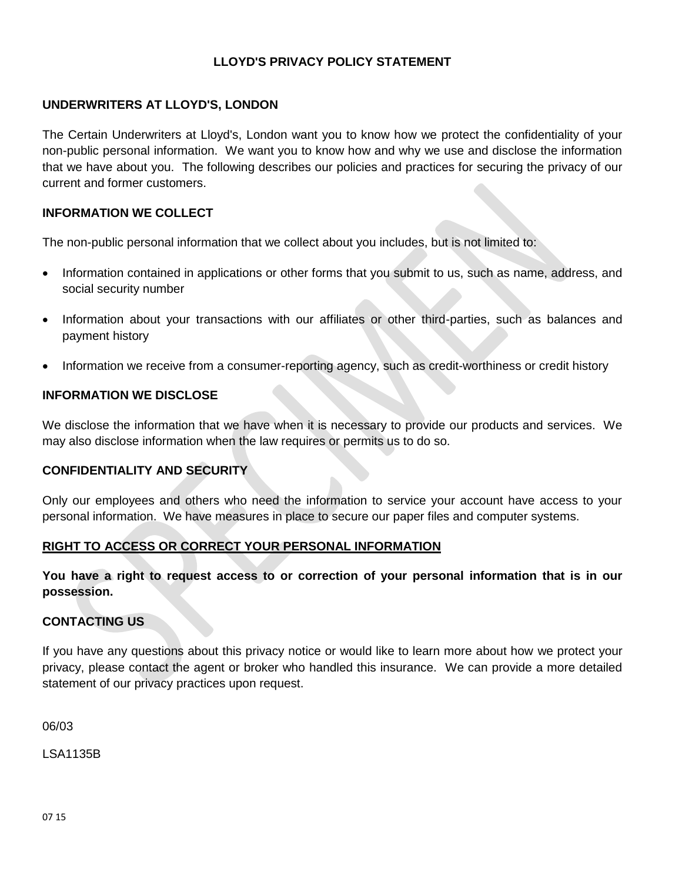# LLOYD'S PRIVACY POLICY STATEMENT

## UNDERWRITERS AT LLOYD'S, LONDON

The Certain Underwriters at Lloyd's, London want you to know how we protect the confidentiality of your non-public personal information. We want you to know how and why we use and disclose the information that we have about you. The following describes our policies and practices for securing the privacy of our current and former customers.

## INFORMATION WE COLLECT

The non-public personal information that we collect about you includes, but is not limited to:

- Information contained in applications or other forms that you submit to us, such as name, address, and social security number
- Information about your transactions with our affiliates or other third-parties, such as balances and payment history
- Information we receive from a consumer-reporting agency, such as credit-worthiness or credit history

## INFORMATION WE DISCLOSE

We disclose the information that we have when it is necessary to provide our products and services. We may also disclose information when the law requires or permits us to do so.

## CONFIDENTIALITY AND SECURITY

Only our employees and others who need the information to service your account have access to your personal information. We have measures in place to secure our paper files and computer systems.

## RIGHT TO ACCESS OR CORRECT YOUR PERSONAL INFORMATION

**You have a right to request access to or correction of your personal information that is in our possession.**

## CONTACTING US

If you have any questions about this privacy notice or would like to learn more about how we protect your privacy, please contact the agent or broker who handled this insurance. We can provide a more detailed statement of our privacy practices upon request.

06/03

LSA1135B

07 15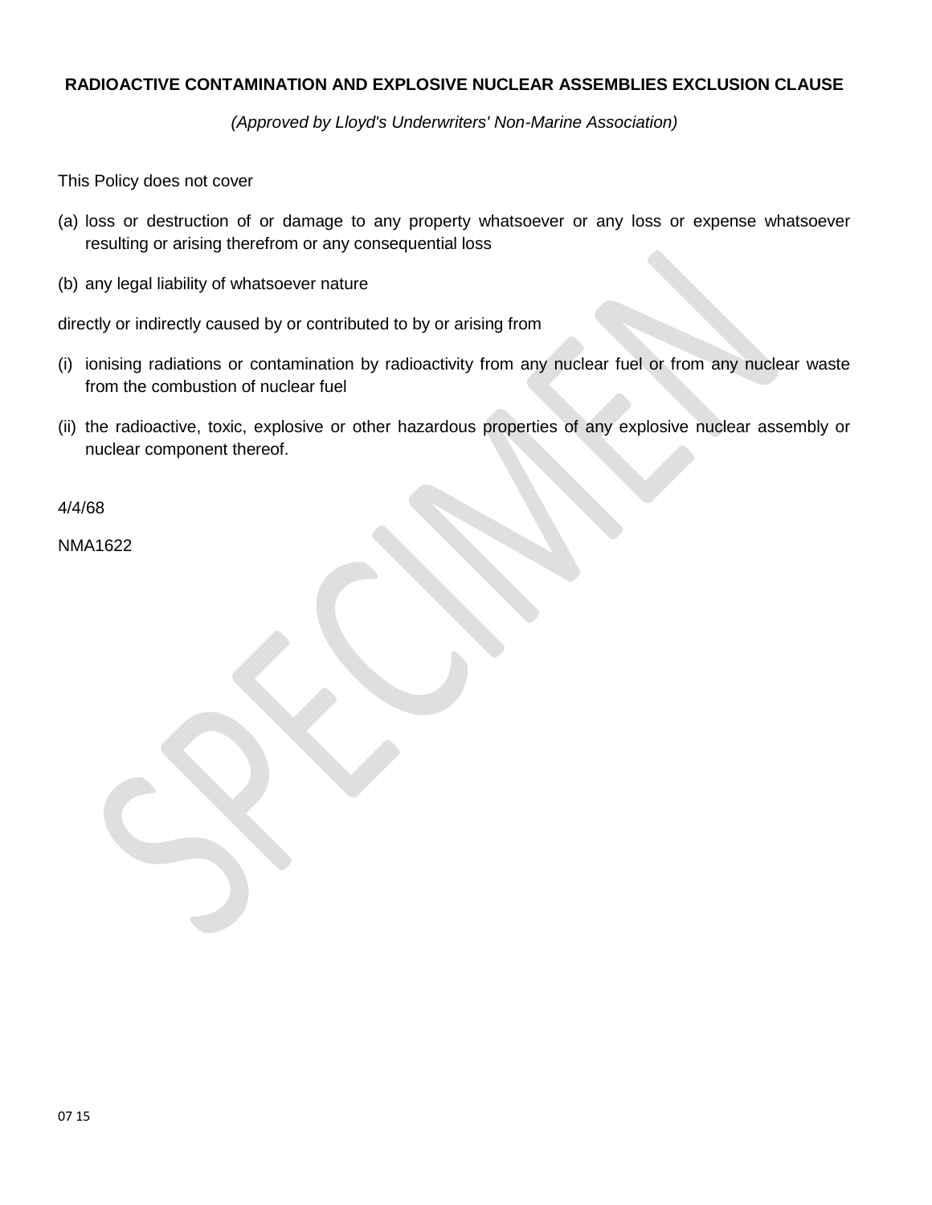# RADIOACTIVE CONTAMINATION AND EXPLOSIVE NUCLEAR ASSEMBLIES EXCLUSION CLAUSE

*(Approved by Lloyd's Underwriters' Non-Marine Association)*

This Policy does not cover

(a) loss or destruction of or damage to any property whatsoever or any loss or expense whatsoever resulting or arising therefrom or any consequential loss

(b) any legal liability of whatsoever nature

directly or indirectly caused by or contributed to by or arising from

(i) ionising radiations or contamination by radioactivity from any nuclear fuel or from any nuclear waste from the combustion of nuclear fuel

(ii) the radioactive, toxic, explosive or other hazardous properties of any explosive nuclear assembly or nuclear component thereof.

4/4/68

NMA1622

07 15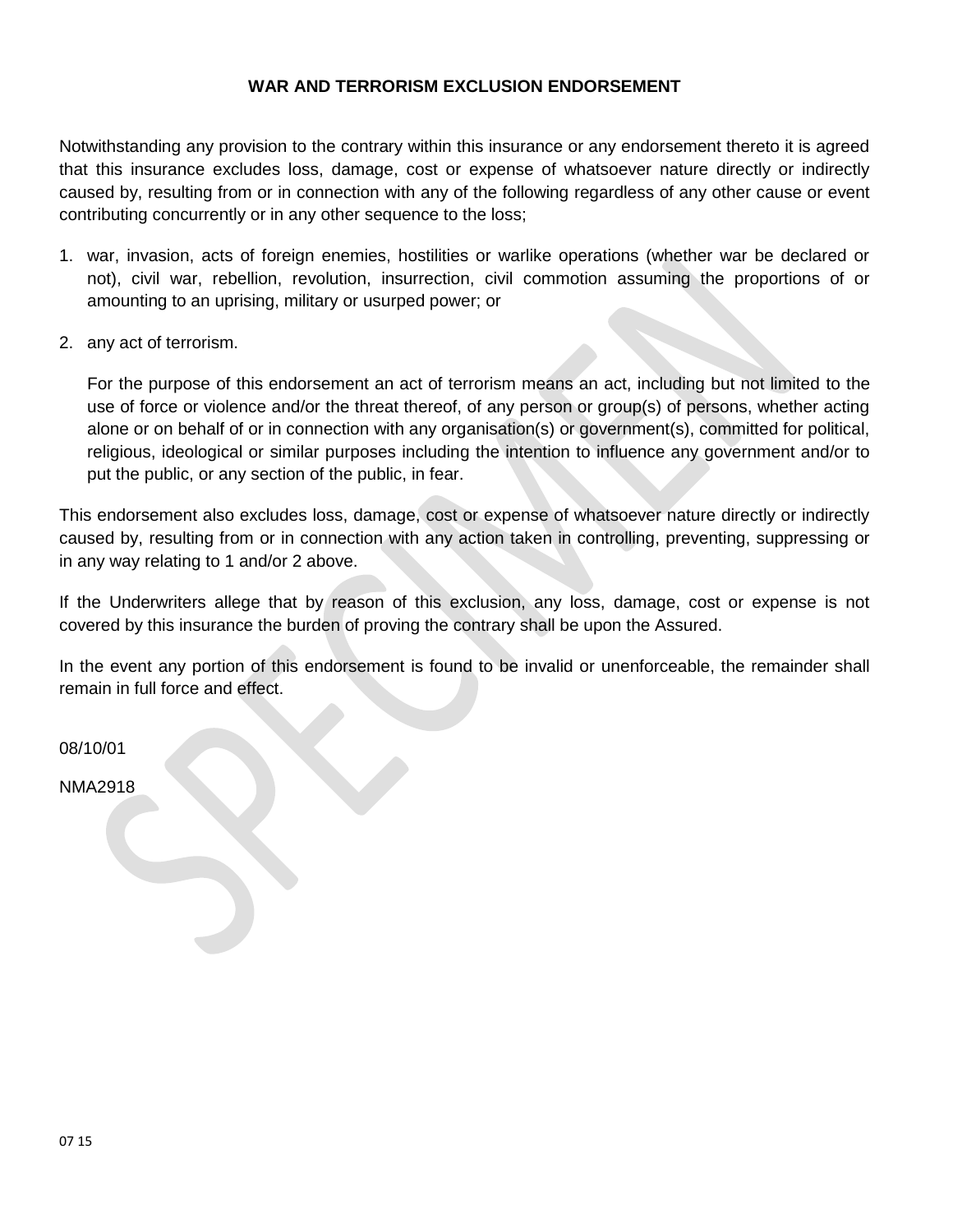# WAR AND TERRORISM EXCLUSION ENDORSEMENT

Notwithstanding any provision to the contrary within this insurance or any endorsement thereto it is agreed that this insurance excludes loss, damage, cost or expense of whatsoever nature directly or indirectly caused by, resulting from or in connection with any of the following regardless of any other cause or event contributing concurrently or in any other sequence to the loss;

1. war, invasion, acts of foreign enemies, hostilities or warlike operations (whether war be declared or not), civil war, rebellion, revolution, insurrection, civil commotion assuming the proportions of or amounting to an uprising, military or usurped power; or

2. any act of terrorism.

   For the purpose of this endorsement an act of terrorism means an act, including but not limited to the use of force or violence and/or the threat thereof, of any person or group(s) of persons, whether acting alone or on behalf of or in connection with any organisation(s) or government(s), committed for political, religious, ideological or similar purposes including the intention to influence any government and/or to put the public, or any section of the public, in fear.

This endorsement also excludes loss, damage, cost or expense of whatsoever nature directly or indirectly caused by, resulting from or in connection with any action taken in controlling, preventing, suppressing or in any way relating to 1 and/or 2 above.

If the Underwriters allege that by reason of this exclusion, any loss, damage, cost or expense is not covered by this insurance the burden of proving the contrary shall be upon the Assured.

In the event any portion of this endorsement is found to be invalid or unenforceable, the remainder shall remain in full force and effect.

08/10/01

NMA2918

07 15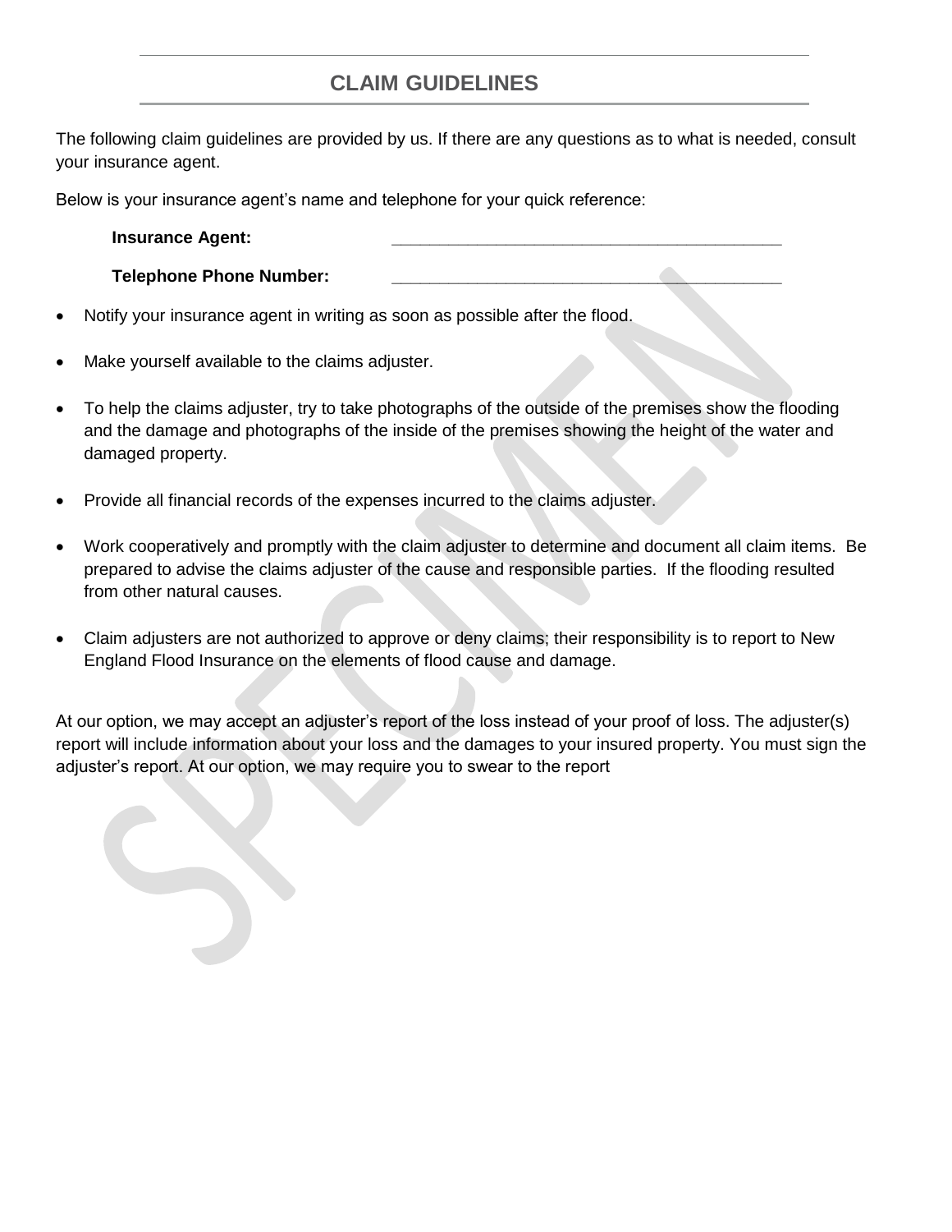## CLAIM GUIDELINES

The following claim guidelines are provided by us. If there are any questions as to what is needed, consult your insurance agent.

Below is your insurance agent's name and telephone for your quick reference:

**Insurance Agent:** ________________________________________

**Telephone Phone Number:** ________________________________________

- Notify your insurance agent in writing as soon as possible after the flood.
- Make yourself available to the claims adjuster.
- To help the claims adjuster, try to take photographs of the outside of the premises show the flooding and the damage and photographs of the inside of the premises showing the height of the water and damaged property.
- Provide all financial records of the expenses incurred to the claims adjuster.
- Work cooperatively and promptly with the claim adjuster to determine and document all claim items. Be prepared to advise the claims adjuster of the cause and responsible parties. If the flooding resulted from other natural causes.
- Claim adjusters are not authorized to approve or deny claims; their responsibility is to report to New England Flood Insurance on the elements of flood cause and damage.

At our option, we may accept an adjuster's report of the loss instead of your proof of loss. The adjuster(s) report will include information about your loss and the damages to your insured property. You must sign the adjuster's report. At our option, we may require you to swear to the report